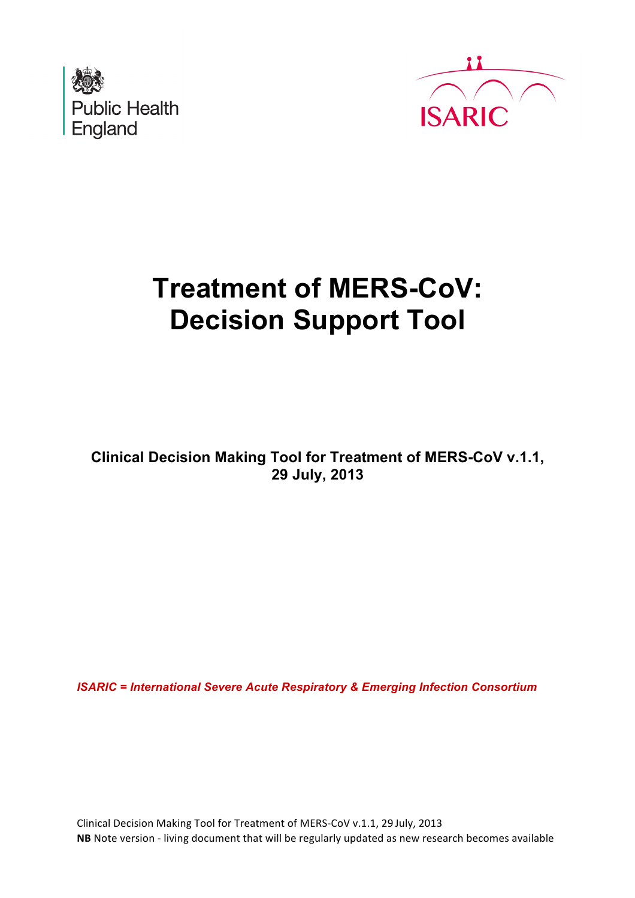Public Health England

ISARIC

# Treatment of MERS-CoV: Decision Support Tool

**Clinical Decision Making Tool for Treatment of MERS-CoV v.1.1, 29 July, 2013**

***ISARIC = International Severe Acute Respiratory & Emerging Infection Consortium***

Clinical Decision Making Tool for Treatment of MERS-CoV v.1.1, 29 July, 2013
**NB** Note version - living document that will be regularly updated as new research becomes available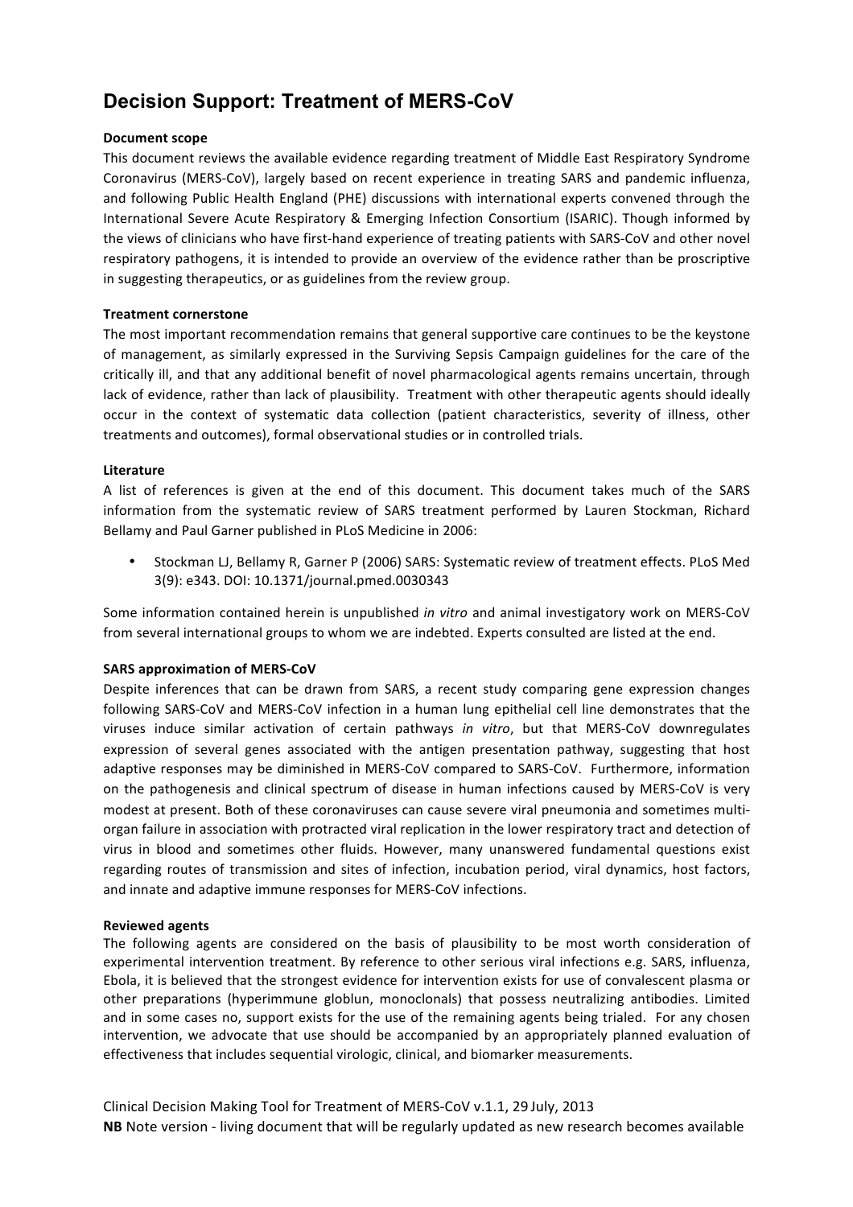# Decision Support: Treatment of MERS-CoV

**Document scope**

This document reviews the available evidence regarding treatment of Middle East Respiratory Syndrome Coronavirus (MERS-CoV), largely based on recent experience in treating SARS and pandemic influenza, and following Public Health England (PHE) discussions with international experts convened through the International Severe Acute Respiratory & Emerging Infection Consortium (ISARIC). Though informed by the views of clinicians who have first-hand experience of treating patients with SARS-CoV and other novel respiratory pathogens, it is intended to provide an overview of the evidence rather than be proscriptive in suggesting therapeutics, or as guidelines from the review group.

**Treatment cornerstone**

The most important recommendation remains that general supportive care continues to be the keystone of management, as similarly expressed in the Surviving Sepsis Campaign guidelines for the care of the critically ill, and that any additional benefit of novel pharmacological agents remains uncertain, through lack of evidence, rather than lack of plausibility. Treatment with other therapeutic agents should ideally occur in the context of systematic data collection (patient characteristics, severity of illness, other treatments and outcomes), formal observational studies or in controlled trials.

**Literature**

A list of references is given at the end of this document. This document takes much of the SARS information from the systematic review of SARS treatment performed by Lauren Stockman, Richard Bellamy and Paul Garner published in PLoS Medicine in 2006:

- Stockman LJ, Bellamy R, Garner P (2006) SARS: Systematic review of treatment effects. PLoS Med 3(9): e343. DOI: 10.1371/journal.pmed.0030343

Some information contained herein is unpublished *in vitro* and animal investigatory work on MERS-CoV from several international groups to whom we are indebted. Experts consulted are listed at the end.

**SARS approximation of MERS-CoV**

Despite inferences that can be drawn from SARS, a recent study comparing gene expression changes following SARS-CoV and MERS-CoV infection in a human lung epithelial cell line demonstrates that the viruses induce similar activation of certain pathways *in vitro*, but that MERS-CoV downregulates expression of several genes associated with the antigen presentation pathway, suggesting that host adaptive responses may be diminished in MERS-CoV compared to SARS-CoV. Furthermore, information on the pathogenesis and clinical spectrum of disease in human infections caused by MERS-CoV is very modest at present. Both of these coronaviruses can cause severe viral pneumonia and sometimes multi-organ failure in association with protracted viral replication in the lower respiratory tract and detection of virus in blood and sometimes other fluids. However, many unanswered fundamental questions exist regarding routes of transmission and sites of infection, incubation period, viral dynamics, host factors, and innate and adaptive immune responses for MERS-CoV infections.

**Reviewed agents**

The following agents are considered on the basis of plausibility to be most worth consideration of experimental intervention treatment. By reference to other serious viral infections e.g. SARS, influenza, Ebola, it is believed that the strongest evidence for intervention exists for use of convalescent plasma or other preparations (hyperimmune globlun, monoclonals) that possess neutralizing antibodies. Limited and in some cases no, support exists for the use of the remaining agents being trialed. For any chosen intervention, we advocate that use should be accompanied by an appropriately planned evaluation of effectiveness that includes sequential virologic, clinical, and biomarker measurements.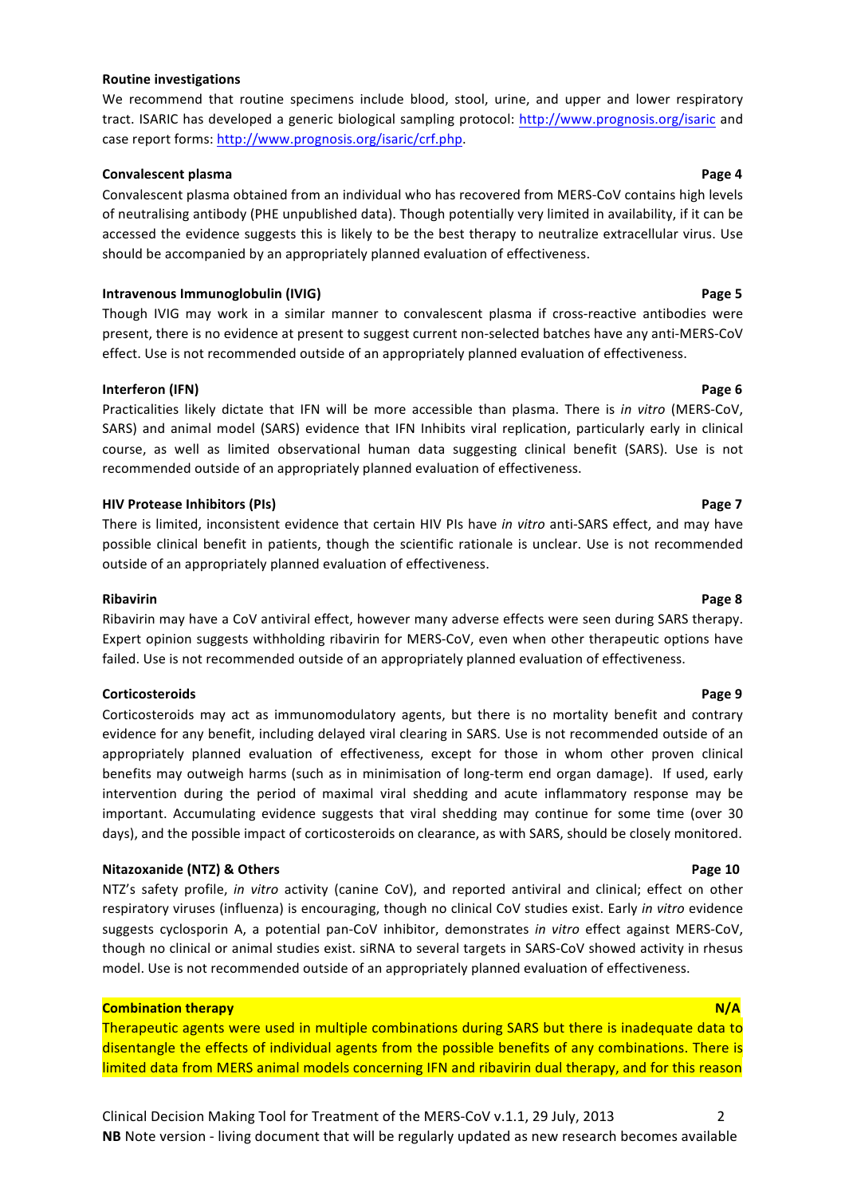**Routine investigations**

We recommend that routine specimens include blood, stool, urine, and upper and lower respiratory tract. ISARIC has developed a generic biological sampling protocol: http://www.prognosis.org/isaric and case report forms: http://www.prognosis.org/isaric/crf.php.

**Convalescent plasma** **Page 4**

Convalescent plasma obtained from an individual who has recovered from MERS-CoV contains high levels of neutralising antibody (PHE unpublished data). Though potentially very limited in availability, if it can be accessed the evidence suggests this is likely to be the best therapy to neutralize extracellular virus. Use should be accompanied by an appropriately planned evaluation of effectiveness.

**Intravenous Immunoglobulin (IVIG)** **Page 5**

Though IVIG may work in a similar manner to convalescent plasma if cross-reactive antibodies were present, there is no evidence at present to suggest current non-selected batches have any anti-MERS-CoV effect. Use is not recommended outside of an appropriately planned evaluation of effectiveness.

**Interferon (IFN)** **Page 6**

Practicalities likely dictate that IFN will be more accessible than plasma. There is *in vitro* (MERS-CoV, SARS) and animal model (SARS) evidence that IFN Inhibits viral replication, particularly early in clinical course, as well as limited observational human data suggesting clinical benefit (SARS). Use is not recommended outside of an appropriately planned evaluation of effectiveness.

**HIV Protease Inhibitors (PIs)** **Page 7**

There is limited, inconsistent evidence that certain HIV PIs have *in vitro* anti-SARS effect, and may have possible clinical benefit in patients, though the scientific rationale is unclear. Use is not recommended outside of an appropriately planned evaluation of effectiveness.

**Ribavirin** **Page 8**

Ribavirin may have a CoV antiviral effect, however many adverse effects were seen during SARS therapy. Expert opinion suggests withholding ribavirin for MERS-CoV, even when other therapeutic options have failed. Use is not recommended outside of an appropriately planned evaluation of effectiveness.

**Corticosteroids** **Page 9**

Corticosteroids may act as immunomodulatory agents, but there is no mortality benefit and contrary evidence for any benefit, including delayed viral clearing in SARS. Use is not recommended outside of an appropriately planned evaluation of effectiveness, except for those in whom other proven clinical benefits may outweigh harms (such as in minimisation of long-term end organ damage). If used, early intervention during the period of maximal viral shedding and acute inflammatory response may be important. Accumulating evidence suggests that viral shedding may continue for some time (over 30 days), and the possible impact of corticosteroids on clearance, as with SARS, should be closely monitored.

**Nitazoxanide (NTZ) & Others** **Page 10**

NTZ's safety profile, *in vitro* activity (canine CoV), and reported antiviral and clinical; effect on other respiratory viruses (influenza) is encouraging, though no clinical CoV studies exist. Early *in vitro* evidence suggests cyclosporin A, a potential pan-CoV inhibitor, demonstrates *in vitro* effect against MERS-CoV, though no clinical or animal studies exist. siRNA to several targets in SARS-CoV showed activity in rhesus model. Use is not recommended outside of an appropriately planned evaluation of effectiveness.

**Combination therapy** **N/A**

Therapeutic agents were used in multiple combinations during SARS but there is inadequate data to disentangle the effects of individual agents from the possible benefits of any combinations. There is limited data from MERS animal models concerning IFN and ribavirin dual therapy, and for this reason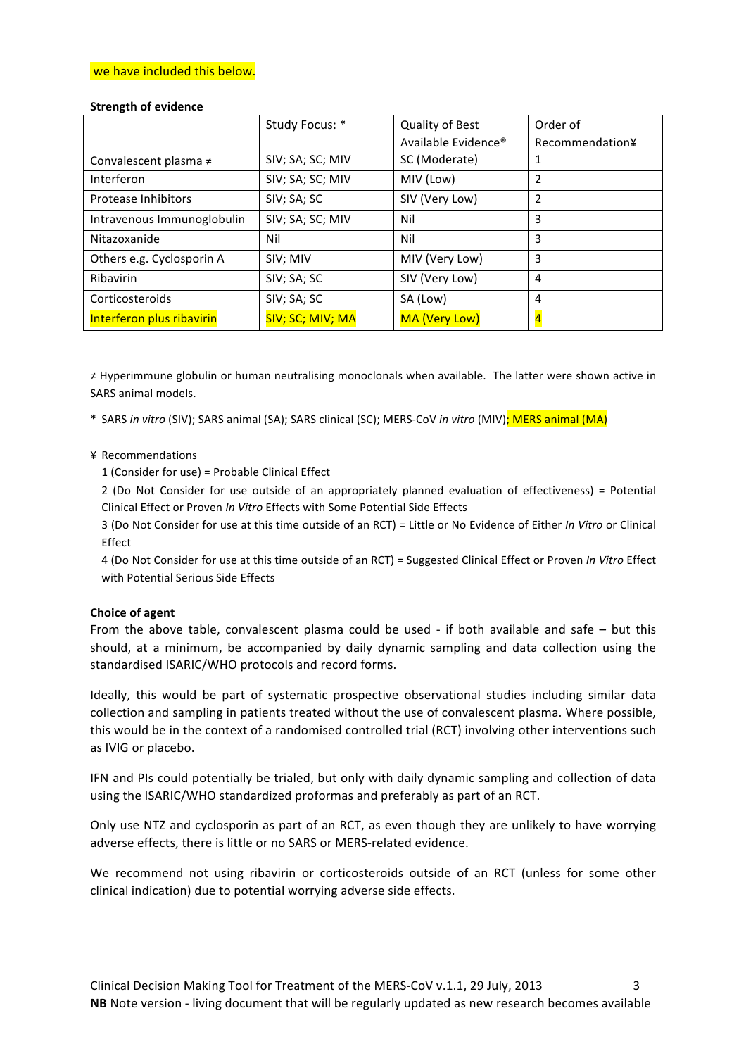we have included this below.

**Strength of evidence**

| | Study Focus: * | Quality of Best Available Evidence® | Order of Recommendation¥ |
|---|---|---|---|
| Convalescent plasma ≠ | SIV; SA; SC; MIV | SC (Moderate) | 1 |
| Interferon | SIV; SA; SC; MIV | MIV (Low) | 2 |
| Protease Inhibitors | SIV; SA; SC | SIV (Very Low) | 2 |
| Intravenous Immunoglobulin | SIV; SA; SC; MIV | Nil | 3 |
| Nitazoxanide | Nil | Nil | 3 |
| Others e.g. Cyclosporin A | SIV; MIV | MIV (Very Low) | 3 |
| Ribavirin | SIV; SA; SC | SIV (Very Low) | 4 |
| Corticosteroids | SIV; SA; SC | SA (Low) | 4 |
| Interferon plus ribavirin | SIV; SC; MIV; MA | MA (Very Low) | 4 |

≠ Hyperimmune globulin or human neutralising monoclonals when available. The latter were shown active in SARS animal models.

\* SARS *in vitro* (SIV); SARS animal (SA); SARS clinical (SC); MERS-CoV *in vitro* (MIV); MERS animal (MA)

¥ Recommendations

1 (Consider for use) = Probable Clinical Effect

2 (Do Not Consider for use outside of an appropriately planned evaluation of effectiveness) = Potential Clinical Effect or Proven *In Vitro* Effects with Some Potential Side Effects

3 (Do Not Consider for use at this time outside of an RCT) = Little or No Evidence of Either *In Vitro* or Clinical Effect

4 (Do Not Consider for use at this time outside of an RCT) = Suggested Clinical Effect or Proven *In Vitro* Effect with Potential Serious Side Effects

**Choice of agent**

From the above table, convalescent plasma could be used - if both available and safe – but this should, at a minimum, be accompanied by daily dynamic sampling and data collection using the standardised ISARIC/WHO protocols and record forms.

Ideally, this would be part of systematic prospective observational studies including similar data collection and sampling in patients treated without the use of convalescent plasma. Where possible, this would be in the context of a randomised controlled trial (RCT) involving other interventions such as IVIG or placebo.

IFN and PIs could potentially be trialed, but only with daily dynamic sampling and collection of data using the ISARIC/WHO standardized proformas and preferably as part of an RCT.

Only use NTZ and cyclosporin as part of an RCT, as even though they are unlikely to have worrying adverse effects, there is little or no SARS or MERS-related evidence.

We recommend not using ribavirin or corticosteroids outside of an RCT (unless for some other clinical indication) due to potential worrying adverse side effects.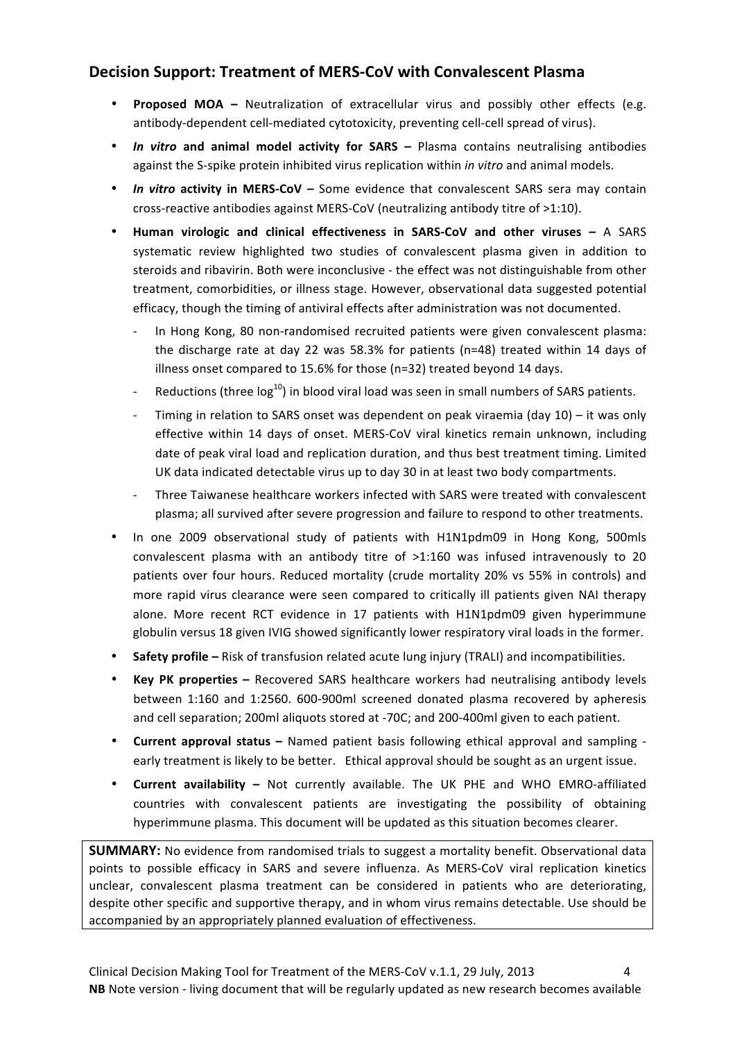## Decision Support: Treatment of MERS-CoV with Convalescent Plasma

- **Proposed MOA –** Neutralization of extracellular virus and possibly other effects (e.g. antibody-dependent cell-mediated cytotoxicity, preventing cell-cell spread of virus).
- ***In vitro* and animal model activity for SARS –** Plasma contains neutralising antibodies against the S-spike protein inhibited virus replication within *in vitro* and animal models.
- ***In vitro* activity in MERS-CoV –** Some evidence that convalescent SARS sera may contain cross-reactive antibodies against MERS-CoV (neutralizing antibody titre of >1:10).
- **Human virologic and clinical effectiveness in SARS-CoV and other viruses –** A SARS systematic review highlighted two studies of convalescent plasma given in addition to steroids and ribavirin. Both were inconclusive - the effect was not distinguishable from other treatment, comorbidities, or illness stage. However, observational data suggested potential efficacy, though the timing of antiviral effects after administration was not documented.
  - In Hong Kong, 80 non-randomised recruited patients were given convalescent plasma: the discharge rate at day 22 was 58.3% for patients (n=48) treated within 14 days of illness onset compared to 15.6% for those (n=32) treated beyond 14 days.
  - Reductions (three $\log^{10}$) in blood viral load was seen in small numbers of SARS patients.
  - Timing in relation to SARS onset was dependent on peak viraemia (day 10) – it was only effective within 14 days of onset. MERS-CoV viral kinetics remain unknown, including date of peak viral load and replication duration, and thus best treatment timing. Limited UK data indicated detectable virus up to day 30 in at least two body compartments.
  - Three Taiwanese healthcare workers infected with SARS were treated with convalescent plasma; all survived after severe progression and failure to respond to other treatments.
- In one 2009 observational study of patients with H1N1pdm09 in Hong Kong, 500mls convalescent plasma with an antibody titre of >1:160 was infused intravenously to 20 patients over four hours. Reduced mortality (crude mortality 20% vs 55% in controls) and more rapid virus clearance were seen compared to critically ill patients given NAI therapy alone. More recent RCT evidence in 17 patients with H1N1pdm09 given hyperimmune globulin versus 18 given IVIG showed significantly lower respiratory viral loads in the former.
- **Safety profile –** Risk of transfusion related acute lung injury (TRALI) and incompatibilities.
- **Key PK properties –** Recovered SARS healthcare workers had neutralising antibody levels between 1:160 and 1:2560. 600-900ml screened donated plasma recovered by apheresis and cell separation; 200ml aliquots stored at -70C; and 200-400ml given to each patient.
- **Current approval status –** Named patient basis following ethical approval and sampling - early treatment is likely to be better. Ethical approval should be sought as an urgent issue.
- **Current availability –** Not currently available. The UK PHE and WHO EMRO-affiliated countries with convalescent patients are investigating the possibility of obtaining hyperimmune plasma. This document will be updated as this situation becomes clearer.

**SUMMARY:** No evidence from randomised trials to suggest a mortality benefit. Observational data points to possible efficacy in SARS and severe influenza. As MERS-CoV viral replication kinetics unclear, convalescent plasma treatment can be considered in patients who are deteriorating, despite other specific and supportive therapy, and in whom virus remains detectable. Use should be accompanied by an appropriately planned evaluation of effectiveness.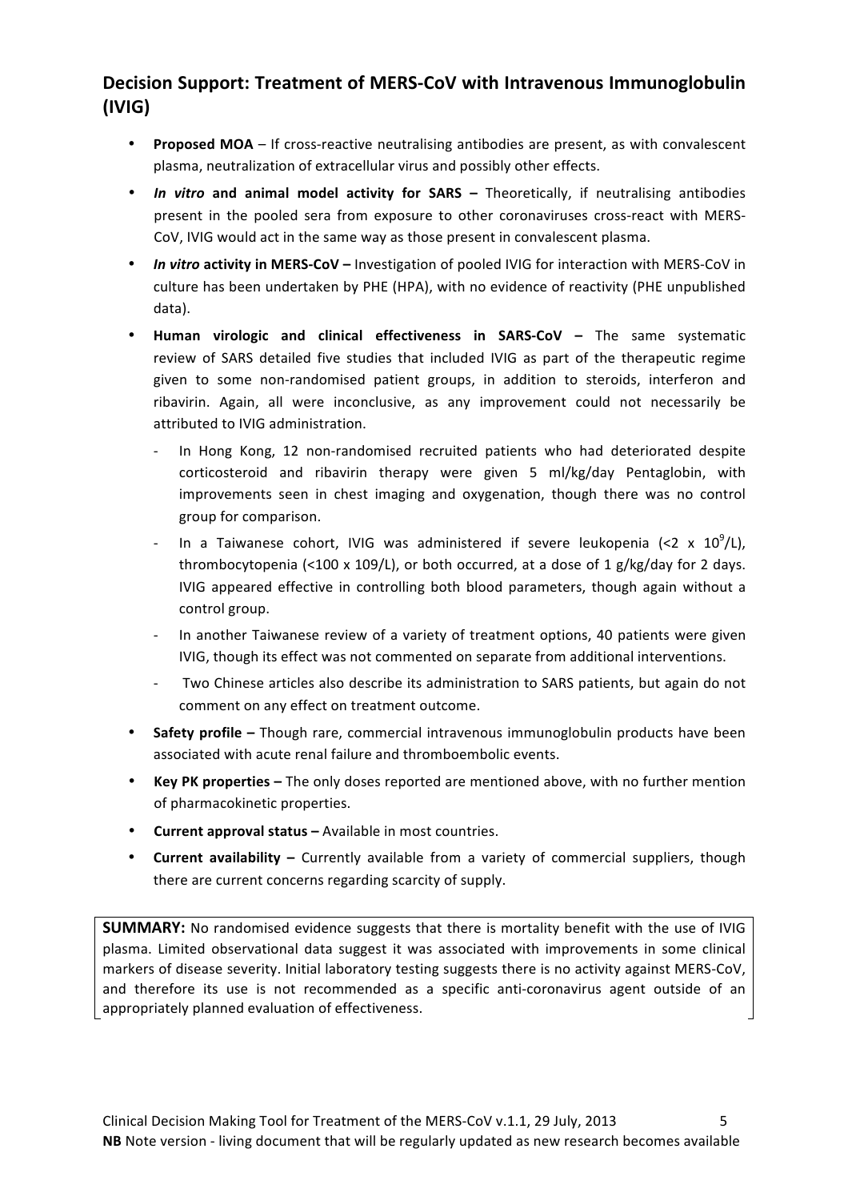## Decision Support: Treatment of MERS-CoV with Intravenous Immunoglobulin (IVIG)

- **Proposed MOA** – If cross-reactive neutralising antibodies are present, as with convalescent plasma, neutralization of extracellular virus and possibly other effects.
- ***In vitro* and animal model activity for SARS –** Theoretically, if neutralising antibodies present in the pooled sera from exposure to other coronaviruses cross-react with MERS-CoV, IVIG would act in the same way as those present in convalescent plasma.
- ***In vitro* activity in MERS-CoV –** Investigation of pooled IVIG for interaction with MERS-CoV in culture has been undertaken by PHE (HPA), with no evidence of reactivity (PHE unpublished data).
- **Human virologic and clinical effectiveness in SARS-CoV –** The same systematic review of SARS detailed five studies that included IVIG as part of the therapeutic regime given to some non-randomised patient groups, in addition to steroids, interferon and ribavirin. Again, all were inconclusive, as any improvement could not necessarily be attributed to IVIG administration.
  - In Hong Kong, 12 non-randomised recruited patients who had deteriorated despite corticosteroid and ribavirin therapy were given 5 ml/kg/day Pentaglobin, with improvements seen in chest imaging and oxygenation, though there was no control group for comparison.
  - In a Taiwanese cohort, IVIG was administered if severe leukopenia (<2 x $10^9$/L), thrombocytopenia (<100 x 109/L), or both occurred, at a dose of 1 g/kg/day for 2 days. IVIG appeared effective in controlling both blood parameters, though again without a control group.
  - In another Taiwanese review of a variety of treatment options, 40 patients were given IVIG, though its effect was not commented on separate from additional interventions.
  - Two Chinese articles also describe its administration to SARS patients, but again do not comment on any effect on treatment outcome.
- **Safety profile –** Though rare, commercial intravenous immunoglobulin products have been associated with acute renal failure and thromboembolic events.
- **Key PK properties –** The only doses reported are mentioned above, with no further mention of pharmacokinetic properties.
- **Current approval status –** Available in most countries.
- **Current availability –** Currently available from a variety of commercial suppliers, though there are current concerns regarding scarcity of supply.

**SUMMARY:** No randomised evidence suggests that there is mortality benefit with the use of IVIG plasma. Limited observational data suggest it was associated with improvements in some clinical markers of disease severity. Initial laboratory testing suggests there is no activity against MERS-CoV, and therefore its use is not recommended as a specific anti-coronavirus agent outside of an appropriately planned evaluation of effectiveness.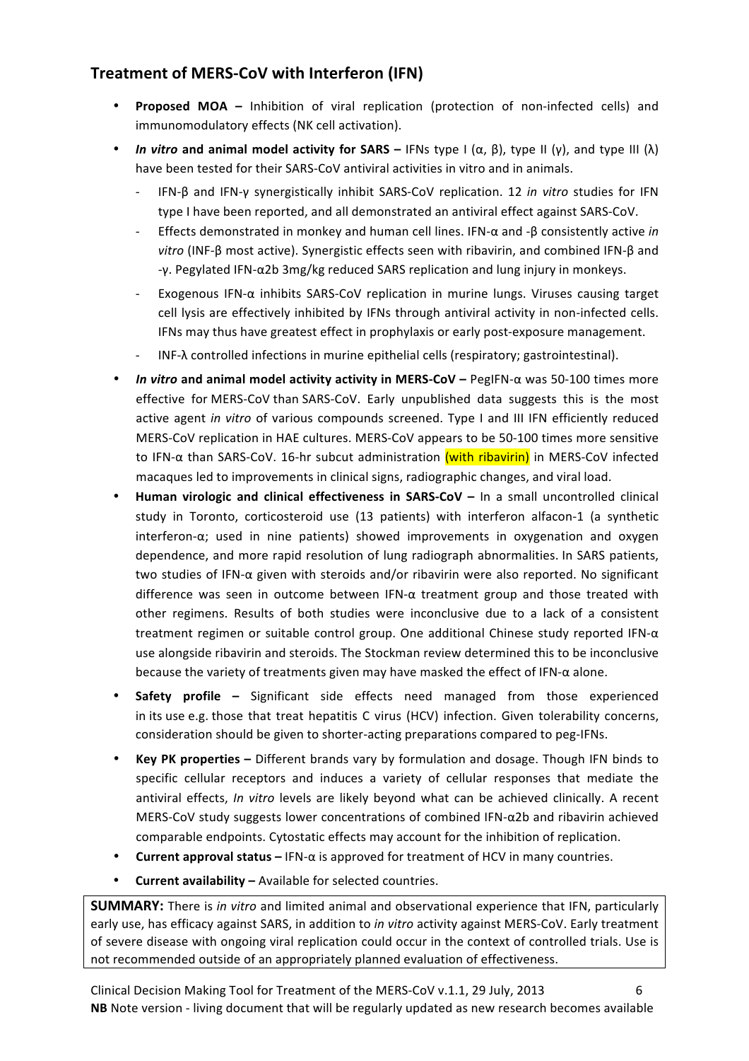## Treatment of MERS-CoV with Interferon (IFN)

- **Proposed MOA –** Inhibition of viral replication (protection of non-infected cells) and immunomodulatory effects (NK cell activation).
- ***In vitro* and animal model activity for SARS –** IFNs type I (α, β), type II (γ), and type III (λ) have been tested for their SARS-CoV antiviral activities in vitro and in animals.
  - IFN-β and IFN-γ synergistically inhibit SARS-CoV replication. 12 *in vitro* studies for IFN type I have been reported, and all demonstrated an antiviral effect against SARS-CoV.
  - Effects demonstrated in monkey and human cell lines. IFN-α and -β consistently active *in vitro* (INF-β most active). Synergistic effects seen with ribavirin, and combined IFN-β and -γ. Pegylated IFN-α2b 3mg/kg reduced SARS replication and lung injury in monkeys.
  - Exogenous IFN-α inhibits SARS-CoV replication in murine lungs. Viruses causing target cell lysis are effectively inhibited by IFNs through antiviral activity in non-infected cells. IFNs may thus have greatest effect in prophylaxis or early post-exposure management.
  - INF-λ controlled infections in murine epithelial cells (respiratory; gastrointestinal).
- ***In vitro* and animal model activity activity in MERS-CoV –** PegIFN-α was 50-100 times more effective for MERS-CoV than SARS-CoV. Early unpublished data suggests this is the most active agent *in vitro* of various compounds screened. Type I and III IFN efficiently reduced MERS-CoV replication in HAE cultures. MERS-CoV appears to be 50-100 times more sensitive to IFN-α than SARS-CoV. 16-hr subcut administration (with ribavirin) in MERS-CoV infected macaques led to improvements in clinical signs, radiographic changes, and viral load.
- **Human virologic and clinical effectiveness in SARS-CoV –** In a small uncontrolled clinical study in Toronto, corticosteroid use (13 patients) with interferon alfacon-1 (a synthetic interferon-α; used in nine patients) showed improvements in oxygenation and oxygen dependence, and more rapid resolution of lung radiograph abnormalities. In SARS patients, two studies of IFN-α given with steroids and/or ribavirin were also reported. No significant difference was seen in outcome between IFN-α treatment group and those treated with other regimens. Results of both studies were inconclusive due to a lack of a consistent treatment regimen or suitable control group. One additional Chinese study reported IFN-α use alongside ribavirin and steroids. The Stockman review determined this to be inconclusive because the variety of treatments given may have masked the effect of IFN-α alone.
- **Safety profile –** Significant side effects need managed from those experienced in its use e.g. those that treat hepatitis C virus (HCV) infection. Given tolerability concerns, consideration should be given to shorter-acting preparations compared to peg-IFNs.
- **Key PK properties –** Different brands vary by formulation and dosage. Though IFN binds to specific cellular receptors and induces a variety of cellular responses that mediate the antiviral effects, *In vitro* levels are likely beyond what can be achieved clinically. A recent MERS-CoV study suggests lower concentrations of combined IFN-α2b and ribavirin achieved comparable endpoints. Cytostatic effects may account for the inhibition of replication.
- **Current approval status –** IFN-α is approved for treatment of HCV in many countries.
- **Current availability –** Available for selected countries.

**SUMMARY:** There is *in vitro* and limited animal and observational experience that IFN, particularly early use, has efficacy against SARS, in addition to *in vitro* activity against MERS-CoV. Early treatment of severe disease with ongoing viral replication could occur in the context of controlled trials. Use is not recommended outside of an appropriately planned evaluation of effectiveness.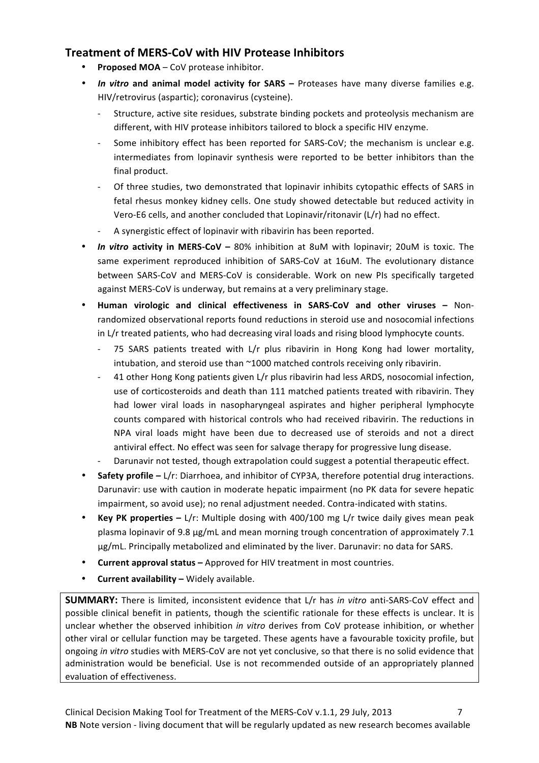## Treatment of MERS-CoV with HIV Protease Inhibitors

- **Proposed MOA** – CoV protease inhibitor.
- ***In vitro* and animal model activity for SARS –** Proteases have many diverse families e.g. HIV/retrovirus (aspartic); coronavirus (cysteine).
  - Structure, active site residues, substrate binding pockets and proteolysis mechanism are different, with HIV protease inhibitors tailored to block a specific HIV enzyme.
  - Some inhibitory effect has been reported for SARS-CoV; the mechanism is unclear e.g. intermediates from lopinavir synthesis were reported to be better inhibitors than the final product.
  - Of three studies, two demonstrated that lopinavir inhibits cytopathic effects of SARS in fetal rhesus monkey kidney cells. One study showed detectable but reduced activity in Vero-E6 cells, and another concluded that Lopinavir/ritonavir (L/r) had no effect.
  - A synergistic effect of lopinavir with ribavirin has been reported.
- ***In vitro* activity in MERS-CoV –** 80% inhibition at 8uM with lopinavir; 20uM is toxic. The same experiment reproduced inhibition of SARS-CoV at 16uM. The evolutionary distance between SARS-CoV and MERS-CoV is considerable. Work on new PIs specifically targeted against MERS-CoV is underway, but remains at a very preliminary stage.
- **Human virologic and clinical effectiveness in SARS-CoV and other viruses –** Non-randomized observational reports found reductions in steroid use and nosocomial infections in L/r treated patients, who had decreasing viral loads and rising blood lymphocyte counts.
  - 75 SARS patients treated with L/r plus ribavirin in Hong Kong had lower mortality, intubation, and steroid use than ~1000 matched controls receiving only ribavirin.
  - 41 other Hong Kong patients given L/r plus ribavirin had less ARDS, nosocomial infection, use of corticosteroids and death than 111 matched patients treated with ribavirin. They had lower viral loads in nasopharyngeal aspirates and higher peripheral lymphocyte counts compared with historical controls who had received ribavirin. The reductions in NPA viral loads might have been due to decreased use of steroids and not a direct antiviral effect. No effect was seen for salvage therapy for progressive lung disease.
  - Darunavir not tested, though extrapolation could suggest a potential therapeutic effect.
- **Safety profile –** L/r: Diarrhoea, and inhibitor of CYP3A, therefore potential drug interactions. Darunavir: use with caution in moderate hepatic impairment (no PK data for severe hepatic impairment, so avoid use); no renal adjustment needed. Contra-indicated with statins.
- **Key PK properties –** L/r: Multiple dosing with 400/100 mg L/r twice daily gives mean peak plasma lopinavir of 9.8 μg/mL and mean morning trough concentration of approximately 7.1 μg/mL. Principally metabolized and eliminated by the liver. Darunavir: no data for SARS.
- **Current approval status –** Approved for HIV treatment in most countries.
- **Current availability –** Widely available.

**SUMMARY:** There is limited, inconsistent evidence that L/r has *in vitro* anti-SARS-CoV effect and possible clinical benefit in patients, though the scientific rationale for these effects is unclear. It is unclear whether the observed inhibition *in vitro* derives from CoV protease inhibition, or whether other viral or cellular function may be targeted. These agents have a favourable toxicity profile, but ongoing *in vitro* studies with MERS-CoV are not yet conclusive, so that there is no solid evidence that administration would be beneficial. Use is not recommended outside of an appropriately planned evaluation of effectiveness.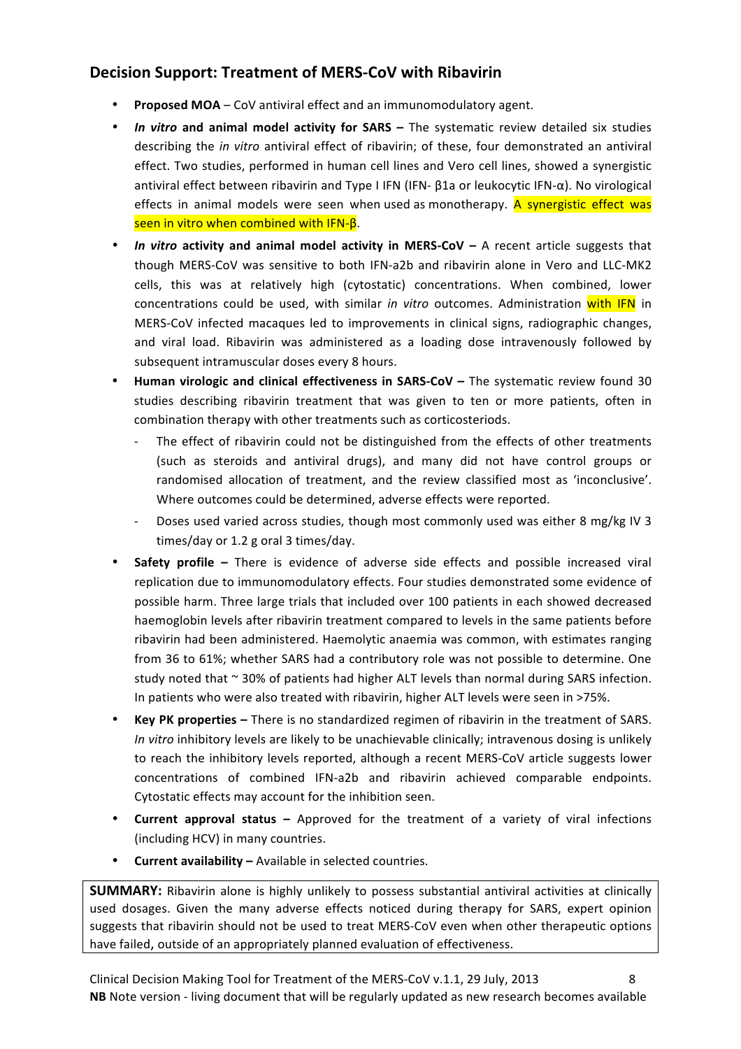## Decision Support: Treatment of MERS-CoV with Ribavirin

- **Proposed MOA** – CoV antiviral effect and an immunomodulatory agent.
- ***In vitro* and animal model activity for SARS –** The systematic review detailed six studies describing the *in vitro* antiviral effect of ribavirin; of these, four demonstrated an antiviral effect. Two studies, performed in human cell lines and Vero cell lines, showed a synergistic antiviral effect between ribavirin and Type I IFN (IFN- β1a or leukocytic IFN-α). No virological effects in animal models were seen when used as monotherapy. A synergistic effect was seen in vitro when combined with IFN-β.
- ***In vitro* activity and animal model activity in MERS-CoV –** A recent article suggests that though MERS-CoV was sensitive to both IFN-a2b and ribavirin alone in Vero and LLC-MK2 cells, this was at relatively high (cytostatic) concentrations. When combined, lower concentrations could be used, with similar *in vitro* outcomes. Administration with IFN in MERS-CoV infected macaques led to improvements in clinical signs, radiographic changes, and viral load. Ribavirin was administered as a loading dose intravenously followed by subsequent intramuscular doses every 8 hours.
- **Human virologic and clinical effectiveness in SARS-CoV –** The systematic review found 30 studies describing ribavirin treatment that was given to ten or more patients, often in combination therapy with other treatments such as corticosteriods.
  - The effect of ribavirin could not be distinguished from the effects of other treatments (such as steroids and antiviral drugs), and many did not have control groups or randomised allocation of treatment, and the review classified most as 'inconclusive'. Where outcomes could be determined, adverse effects were reported.
  - Doses used varied across studies, though most commonly used was either 8 mg/kg IV 3 times/day or 1.2 g oral 3 times/day.
- **Safety profile –** There is evidence of adverse side effects and possible increased viral replication due to immunomodulatory effects. Four studies demonstrated some evidence of possible harm. Three large trials that included over 100 patients in each showed decreased haemoglobin levels after ribavirin treatment compared to levels in the same patients before ribavirin had been administered. Haemolytic anaemia was common, with estimates ranging from 36 to 61%; whether SARS had a contributory role was not possible to determine. One study noted that ~ 30% of patients had higher ALT levels than normal during SARS infection. In patients who were also treated with ribavirin, higher ALT levels were seen in >75%.
- **Key PK properties –** There is no standardized regimen of ribavirin in the treatment of SARS. *In vitro* inhibitory levels are likely to be unachievable clinically; intravenous dosing is unlikely to reach the inhibitory levels reported, although a recent MERS-CoV article suggests lower concentrations of combined IFN-a2b and ribavirin achieved comparable endpoints. Cytostatic effects may account for the inhibition seen.
- **Current approval status –** Approved for the treatment of a variety of viral infections (including HCV) in many countries.
- **Current availability –** Available in selected countries.

**SUMMARY:** Ribavirin alone is highly unlikely to possess substantial antiviral activities at clinically used dosages. Given the many adverse effects noticed during therapy for SARS, expert opinion suggests that ribavirin should not be used to treat MERS-CoV even when other therapeutic options have failed, outside of an appropriately planned evaluation of effectiveness.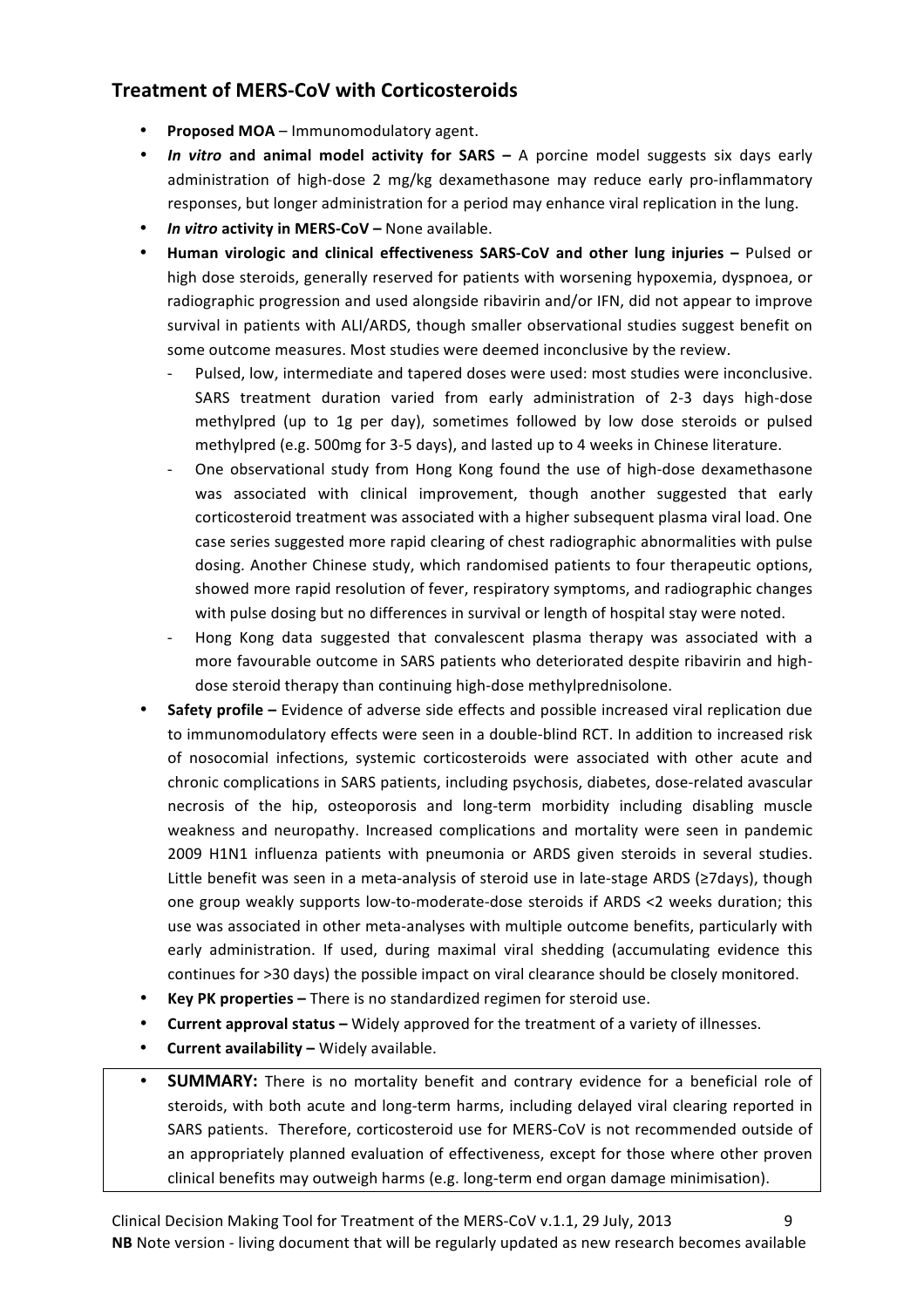## Treatment of MERS-CoV with Corticosteroids

- **Proposed MOA** – Immunomodulatory agent.
- ***In vitro* and animal model activity for SARS –** A porcine model suggests six days early administration of high-dose 2 mg/kg dexamethasone may reduce early pro-inflammatory responses, but longer administration for a period may enhance viral replication in the lung.
- ***In vitro* activity in MERS-CoV –** None available.
- **Human virologic and clinical effectiveness SARS-CoV and other lung injuries –** Pulsed or high dose steroids, generally reserved for patients with worsening hypoxemia, dyspnoea, or radiographic progression and used alongside ribavirin and/or IFN, did not appear to improve survival in patients with ALI/ARDS, though smaller observational studies suggest benefit on some outcome measures. Most studies were deemed inconclusive by the review.
  - Pulsed, low, intermediate and tapered doses were used: most studies were inconclusive. SARS treatment duration varied from early administration of 2-3 days high-dose methylpred (up to 1g per day), sometimes followed by low dose steroids or pulsed methylpred (e.g. 500mg for 3-5 days), and lasted up to 4 weeks in Chinese literature.
  - One observational study from Hong Kong found the use of high-dose dexamethasone was associated with clinical improvement, though another suggested that early corticosteroid treatment was associated with a higher subsequent plasma viral load. One case series suggested more rapid clearing of chest radiographic abnormalities with pulse dosing. Another Chinese study, which randomised patients to four therapeutic options, showed more rapid resolution of fever, respiratory symptoms, and radiographic changes with pulse dosing but no differences in survival or length of hospital stay were noted.
  - Hong Kong data suggested that convalescent plasma therapy was associated with a more favourable outcome in SARS patients who deteriorated despite ribavirin and high-dose steroid therapy than continuing high-dose methylprednisolone.
- **Safety profile –** Evidence of adverse side effects and possible increased viral replication due to immunomodulatory effects were seen in a double-blind RCT. In addition to increased risk of nosocomial infections, systemic corticosteroids were associated with other acute and chronic complications in SARS patients, including psychosis, diabetes, dose-related avascular necrosis of the hip, osteoporosis and long-term morbidity including disabling muscle weakness and neuropathy. Increased complications and mortality were seen in pandemic 2009 H1N1 influenza patients with pneumonia or ARDS given steroids in several studies. Little benefit was seen in a meta-analysis of steroid use in late-stage ARDS (≥7days), though one group weakly supports low-to-moderate-dose steroids if ARDS <2 weeks duration; this use was associated in other meta-analyses with multiple outcome benefits, particularly with early administration. If used, during maximal viral shedding (accumulating evidence this continues for >30 days) the possible impact on viral clearance should be closely monitored.
- **Key PK properties –** There is no standardized regimen for steroid use.
- **Current approval status –** Widely approved for the treatment of a variety of illnesses.
- **Current availability –** Widely available.

- **SUMMARY:** There is no mortality benefit and contrary evidence for a beneficial role of steroids, with both acute and long-term harms, including delayed viral clearing reported in SARS patients. Therefore, corticosteroid use for MERS-CoV is not recommended outside of an appropriately planned evaluation of effectiveness, except for those where other proven clinical benefits may outweigh harms (e.g. long-term end organ damage minimisation).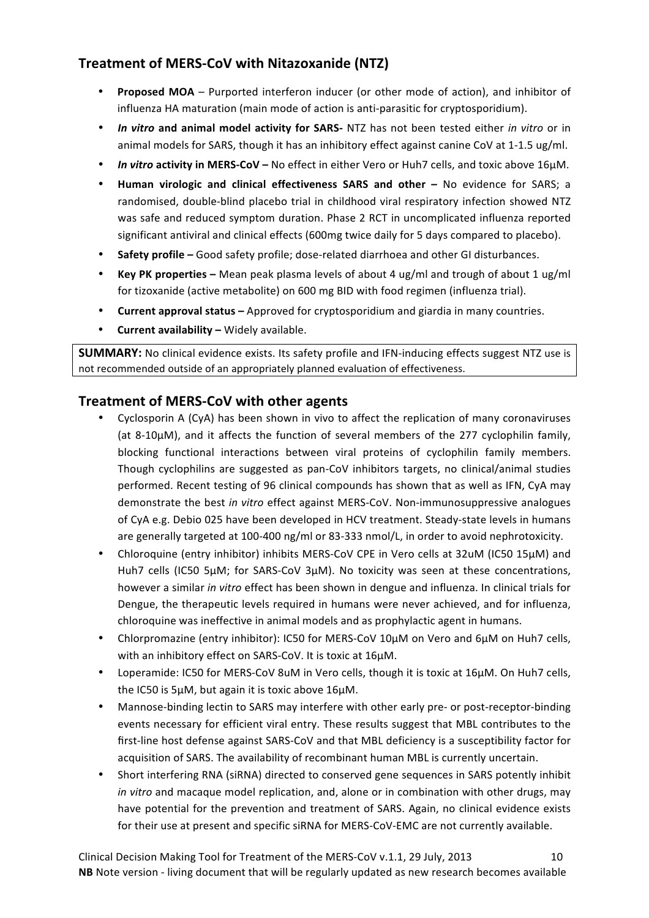## Treatment of MERS-CoV with Nitazoxanide (NTZ)

- **Proposed MOA** – Purported interferon inducer (or other mode of action), and inhibitor of influenza HA maturation (main mode of action is anti-parasitic for cryptosporidium).
- ***In vitro* and animal model activity for SARS-** NTZ has not been tested either *in vitro* or in animal models for SARS, though it has an inhibitory effect against canine CoV at 1-1.5 ug/ml.
- ***In vitro* activity in MERS-CoV –** No effect in either Vero or Huh7 cells, and toxic above 16μM.
- **Human virologic and clinical effectiveness SARS and other –** No evidence for SARS; a randomised, double-blind placebo trial in childhood viral respiratory infection showed NTZ was safe and reduced symptom duration. Phase 2 RCT in uncomplicated influenza reported significant antiviral and clinical effects (600mg twice daily for 5 days compared to placebo).
- **Safety profile –** Good safety profile; dose-related diarrhoea and other GI disturbances.
- **Key PK properties –** Mean peak plasma levels of about 4 ug/ml and trough of about 1 ug/ml for tizoxanide (active metabolite) on 600 mg BID with food regimen (influenza trial).
- **Current approval status –** Approved for cryptosporidium and giardia in many countries.
- **Current availability –** Widely available.

**SUMMARY:** No clinical evidence exists. Its safety profile and IFN-inducing effects suggest NTZ use is not recommended outside of an appropriately planned evaluation of effectiveness.

## Treatment of MERS-CoV with other agents

- Cyclosporin A (CyA) has been shown in vivo to affect the replication of many coronaviruses (at 8-10μM), and it affects the function of several members of the 277 cyclophilin family, blocking functional interactions between viral proteins of cyclophilin family members. Though cyclophilins are suggested as pan-CoV inhibitors targets, no clinical/animal studies performed. Recent testing of 96 clinical compounds has shown that as well as IFN, CyA may demonstrate the best *in vitro* effect against MERS-CoV. Non-immunosuppressive analogues of CyA e.g. Debio 025 have been developed in HCV treatment. Steady-state levels in humans are generally targeted at 100-400 ng/ml or 83-333 nmol/L, in order to avoid nephrotoxicity.
- Chloroquine (entry inhibitor) inhibits MERS-CoV CPE in Vero cells at 32uM (IC50 15μM) and Huh7 cells (IC50 5μM; for SARS-CoV 3μM). No toxicity was seen at these concentrations, however a similar *in vitro* effect has been shown in dengue and influenza. In clinical trials for Dengue, the therapeutic levels required in humans were never achieved, and for influenza, chloroquine was ineffective in animal models and as prophylactic agent in humans.
- Chlorpromazine (entry inhibitor): IC50 for MERS-CoV 10μM on Vero and 6μM on Huh7 cells, with an inhibitory effect on SARS-CoV. It is toxic at 16μM.
- Loperamide: IC50 for MERS-CoV 8uM in Vero cells, though it is toxic at 16μM. On Huh7 cells, the IC50 is 5μM, but again it is toxic above 16μM.
- Mannose-binding lectin to SARS may interfere with other early pre- or post-receptor-binding events necessary for efficient viral entry. These results suggest that MBL contributes to the first-line host defense against SARS-CoV and that MBL deficiency is a susceptibility factor for acquisition of SARS. The availability of recombinant human MBL is currently uncertain.
- Short interfering RNA (siRNA) directed to conserved gene sequences in SARS potently inhibit *in vitro* and macaque model replication, and, alone or in combination with other drugs, may have potential for the prevention and treatment of SARS. Again, no clinical evidence exists for their use at present and specific siRNA for MERS-CoV-EMC are not currently available.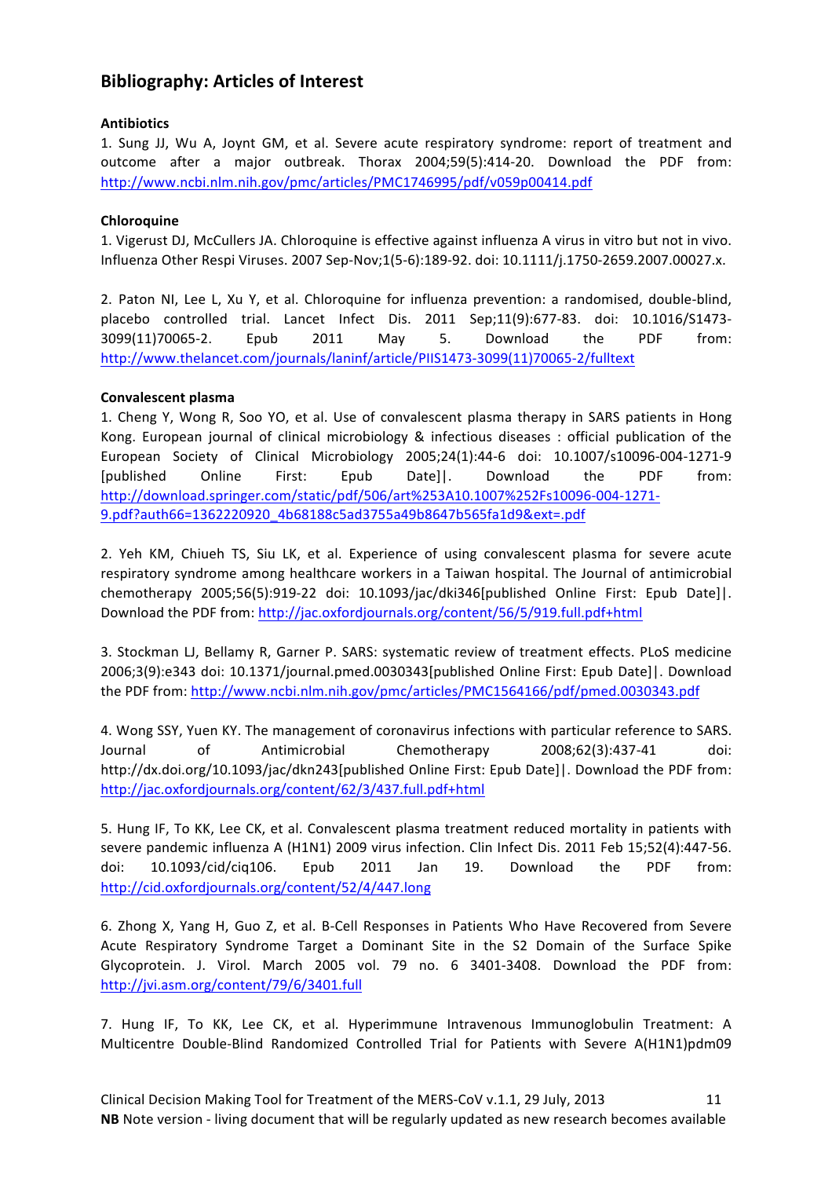## Bibliography: Articles of Interest

**Antibiotics**

1. Sung JJ, Wu A, Joynt GM, et al. Severe acute respiratory syndrome: report of treatment and outcome after a major outbreak. Thorax 2004;59(5):414-20. Download the PDF from: http://www.ncbi.nlm.nih.gov/pmc/articles/PMC1746995/pdf/v059p00414.pdf

**Chloroquine**

1. Vigerust DJ, McCullers JA. Chloroquine is effective against influenza A virus in vitro but not in vivo. Influenza Other Respi Viruses. 2007 Sep-Nov;1(5-6):189-92. doi: 10.1111/j.1750-2659.2007.00027.x.

2. Paton NI, Lee L, Xu Y, et al. Chloroquine for influenza prevention: a randomised, double-blind, placebo controlled trial. Lancet Infect Dis. 2011 Sep;11(9):677-83. doi: 10.1016/S1473-3099(11)70065-2. Epub 2011 May 5. Download the PDF from: http://www.thelancet.com/journals/laninf/article/PIIS1473-3099(11)70065-2/fulltext

**Convalescent plasma**

1. Cheng Y, Wong R, Soo YO, et al. Use of convalescent plasma therapy in SARS patients in Hong Kong. European journal of clinical microbiology & infectious diseases : official publication of the European Society of Clinical Microbiology 2005;24(1):44-6 doi: 10.1007/s10096-004-1271-9 [published Online First: Epub Date]|. Download the PDF from: http://download.springer.com/static/pdf/506/art%253A10.1007%252Fs10096-004-1271-9.pdf?auth66=1362220920_4b68188c5ad3755a49b8647b565fa1d9&ext=.pdf

2. Yeh KM, Chiueh TS, Siu LK, et al. Experience of using convalescent plasma for severe acute respiratory syndrome among healthcare workers in a Taiwan hospital. The Journal of antimicrobial chemotherapy 2005;56(5):919-22 doi: 10.1093/jac/dki346[published Online First: Epub Date]|. Download the PDF from: http://jac.oxfordjournals.org/content/56/5/919.full.pdf+html

3. Stockman LJ, Bellamy R, Garner P. SARS: systematic review of treatment effects. PLoS medicine 2006;3(9):e343 doi: 10.1371/journal.pmed.0030343[published Online First: Epub Date]|. Download the PDF from: http://www.ncbi.nlm.nih.gov/pmc/articles/PMC1564166/pdf/pmed.0030343.pdf

4. Wong SSY, Yuen KY. The management of coronavirus infections with particular reference to SARS. Journal of Antimicrobial Chemotherapy 2008;62(3):437-41 doi: http://dx.doi.org/10.1093/jac/dkn243[published Online First: Epub Date]|. Download the PDF from: http://jac.oxfordjournals.org/content/62/3/437.full.pdf+html

5. Hung IF, To KK, Lee CK, et al. Convalescent plasma treatment reduced mortality in patients with severe pandemic influenza A (H1N1) 2009 virus infection. Clin Infect Dis. 2011 Feb 15;52(4):447-56. doi: 10.1093/cid/ciq106. Epub 2011 Jan 19. Download the PDF from: http://cid.oxfordjournals.org/content/52/4/447.long

6. Zhong X, Yang H, Guo Z, et al. B-Cell Responses in Patients Who Have Recovered from Severe Acute Respiratory Syndrome Target a Dominant Site in the S2 Domain of the Surface Spike Glycoprotein. J. Virol. March 2005 vol. 79 no. 6 3401-3408. Download the PDF from: http://jvi.asm.org/content/79/6/3401.full

7. Hung IF, To KK, Lee CK, et al. Hyperimmune Intravenous Immunoglobulin Treatment: A Multicentre Double-Blind Randomized Controlled Trial for Patients with Severe A(H1N1)pdm09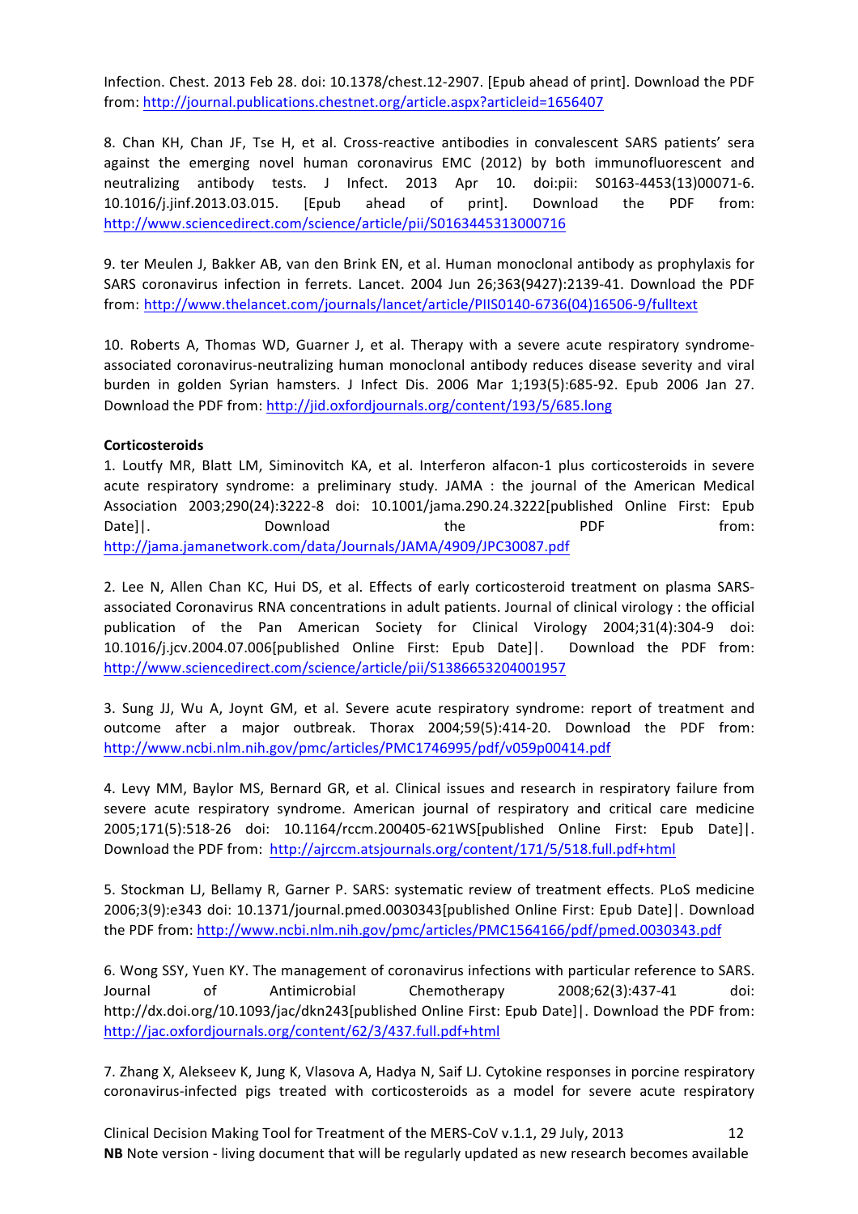Infection. Chest. 2013 Feb 28. doi: 10.1378/chest.12-2907. [Epub ahead of print]. Download the PDF from: http://journal.publications.chestnet.org/article.aspx?articleid=1656407

8. Chan KH, Chan JF, Tse H, et al. Cross-reactive antibodies in convalescent SARS patients' sera against the emerging novel human coronavirus EMC (2012) by both immunofluorescent and neutralizing antibody tests. J Infect. 2013 Apr 10. doi:pii: S0163-4453(13)00071-6. 10.1016/j.jinf.2013.03.015. [Epub ahead of print]. Download the PDF from: http://www.sciencedirect.com/science/article/pii/S0163445313000716

9. ter Meulen J, Bakker AB, van den Brink EN, et al. Human monoclonal antibody as prophylaxis for SARS coronavirus infection in ferrets. Lancet. 2004 Jun 26;363(9427):2139-41. Download the PDF from: http://www.thelancet.com/journals/lancet/article/PIIS0140-6736(04)16506-9/fulltext

10. Roberts A, Thomas WD, Guarner J, et al. Therapy with a severe acute respiratory syndrome-associated coronavirus-neutralizing human monoclonal antibody reduces disease severity and viral burden in golden Syrian hamsters. J Infect Dis. 2006 Mar 1;193(5):685-92. Epub 2006 Jan 27. Download the PDF from: http://jid.oxfordjournals.org/content/193/5/685.long

**Corticosteroids**

1. Loutfy MR, Blatt LM, Siminovitch KA, et al. Interferon alfacon-1 plus corticosteroids in severe acute respiratory syndrome: a preliminary study. JAMA : the journal of the American Medical Association 2003;290(24):3222-8 doi: 10.1001/jama.290.24.3222[published Online First: Epub Date]|. Download the PDF from: http://jama.jamanetwork.com/data/Journals/JAMA/4909/JPC30087.pdf

2. Lee N, Allen Chan KC, Hui DS, et al. Effects of early corticosteroid treatment on plasma SARS-associated Coronavirus RNA concentrations in adult patients. Journal of clinical virology : the official publication of the Pan American Society for Clinical Virology 2004;31(4):304-9 doi: 10.1016/j.jcv.2004.07.006[published Online First: Epub Date]|. Download the PDF from: http://www.sciencedirect.com/science/article/pii/S1386653204001957

3. Sung JJ, Wu A, Joynt GM, et al. Severe acute respiratory syndrome: report of treatment and outcome after a major outbreak. Thorax 2004;59(5):414-20. Download the PDF from: http://www.ncbi.nlm.nih.gov/pmc/articles/PMC1746995/pdf/v059p00414.pdf

4. Levy MM, Baylor MS, Bernard GR, et al. Clinical issues and research in respiratory failure from severe acute respiratory syndrome. American journal of respiratory and critical care medicine 2005;171(5):518-26 doi: 10.1164/rccm.200405-621WS[published Online First: Epub Date]|. Download the PDF from: http://ajrccm.atsjournals.org/content/171/5/518.full.pdf+html

5. Stockman LJ, Bellamy R, Garner P. SARS: systematic review of treatment effects. PLoS medicine 2006;3(9):e343 doi: 10.1371/journal.pmed.0030343[published Online First: Epub Date]|. Download the PDF from: http://www.ncbi.nlm.nih.gov/pmc/articles/PMC1564166/pdf/pmed.0030343.pdf

6. Wong SSY, Yuen KY. The management of coronavirus infections with particular reference to SARS. Journal of Antimicrobial Chemotherapy 2008;62(3):437-41 doi: http://dx.doi.org/10.1093/jac/dkn243[published Online First: Epub Date]|. Download the PDF from: http://jac.oxfordjournals.org/content/62/3/437.full.pdf+html

7. Zhang X, Alekseev K, Jung K, Vlasova A, Hadya N, Saif LJ. Cytokine responses in porcine respiratory coronavirus-infected pigs treated with corticosteroids as a model for severe acute respiratory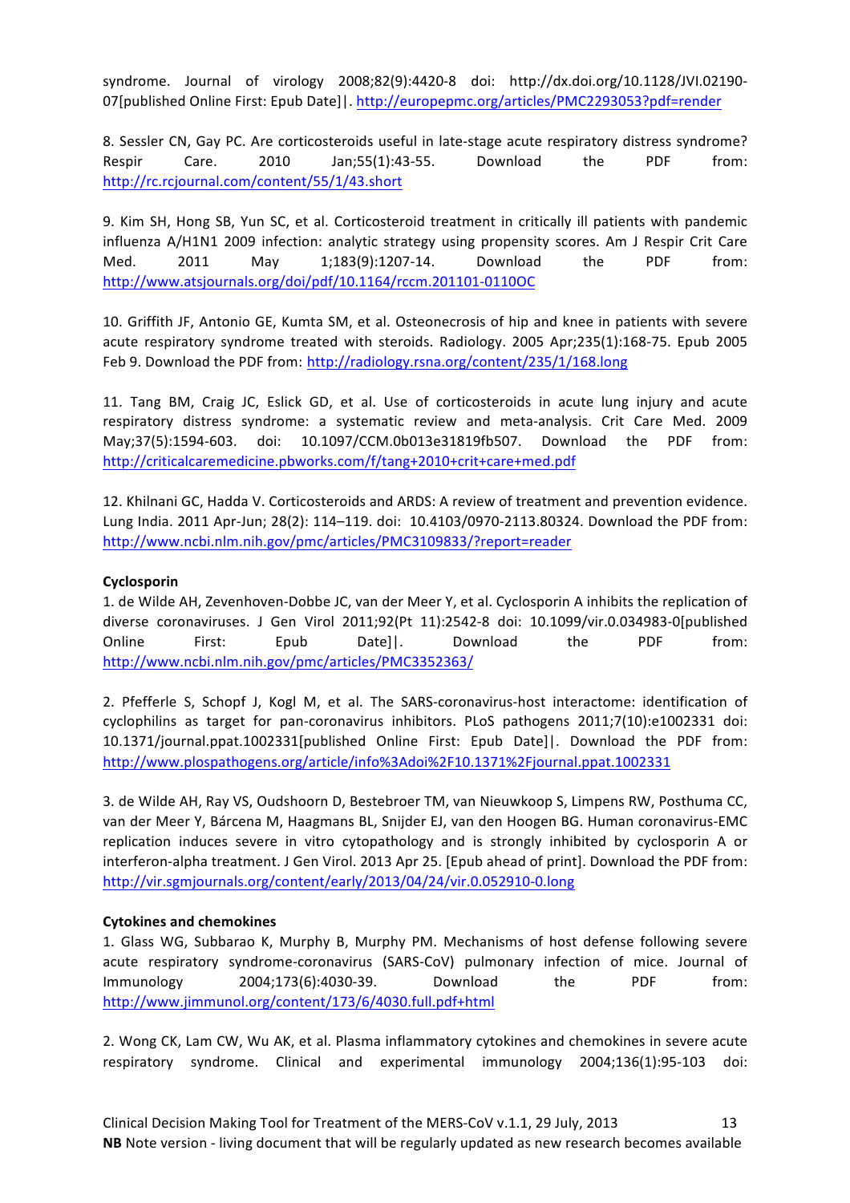syndrome. Journal of virology 2008;82(9):4420-8 doi: http://dx.doi.org/10.1128/JVI.02190-07[published Online First: Epub Date]|. http://europepmc.org/articles/PMC2293053?pdf=render

8. Sessler CN, Gay PC. Are corticosteroids useful in late-stage acute respiratory distress syndrome? Respir Care. 2010 Jan;55(1):43-55. Download the PDF from: http://rc.rcjournal.com/content/55/1/43.short

9. Kim SH, Hong SB, Yun SC, et al. Corticosteroid treatment in critically ill patients with pandemic influenza A/H1N1 2009 infection: analytic strategy using propensity scores. Am J Respir Crit Care Med. 2011 May 1;183(9):1207-14. Download the PDF from: http://www.atsjournals.org/doi/pdf/10.1164/rccm.201101-0110OC

10. Griffith JF, Antonio GE, Kumta SM, et al. Osteonecrosis of hip and knee in patients with severe acute respiratory syndrome treated with steroids. Radiology. 2005 Apr;235(1):168-75. Epub 2005 Feb 9. Download the PDF from: http://radiology.rsna.org/content/235/1/168.long

11. Tang BM, Craig JC, Eslick GD, et al. Use of corticosteroids in acute lung injury and acute respiratory distress syndrome: a systematic review and meta-analysis. Crit Care Med. 2009 May;37(5):1594-603. doi: 10.1097/CCM.0b013e31819fb507. Download the PDF from: http://criticalcaremedicine.pbworks.com/f/tang+2010+crit+care+med.pdf

12. Khilnani GC, Hadda V. Corticosteroids and ARDS: A review of treatment and prevention evidence. Lung India. 2011 Apr-Jun; 28(2): 114–119. doi: 10.4103/0970-2113.80324. Download the PDF from: http://www.ncbi.nlm.nih.gov/pmc/articles/PMC3109833/?report=reader

**Cyclosporin**

1. de Wilde AH, Zevenhoven-Dobbe JC, van der Meer Y, et al. Cyclosporin A inhibits the replication of diverse coronaviruses. J Gen Virol 2011;92(Pt 11):2542-8 doi: 10.1099/vir.0.034983-0[published Online First: Epub Date]|. Download the PDF from: http://www.ncbi.nlm.nih.gov/pmc/articles/PMC3352363/

2. Pfefferle S, Schopf J, Kogl M, et al. The SARS-coronavirus-host interactome: identification of cyclophilins as target for pan-coronavirus inhibitors. PLoS pathogens 2011;7(10):e1002331 doi: 10.1371/journal.ppat.1002331[published Online First: Epub Date]|. Download the PDF from: http://www.plospathogens.org/article/info%3Adoi%2F10.1371%2Fjournal.ppat.1002331

3. de Wilde AH, Ray VS, Oudshoorn D, Bestebroer TM, van Nieuwkoop S, Limpens RW, Posthuma CC, van der Meer Y, Bárcena M, Haagmans BL, Snijder EJ, van den Hoogen BG. Human coronavirus-EMC replication induces severe in vitro cytopathology and is strongly inhibited by cyclosporin A or interferon-alpha treatment. J Gen Virol. 2013 Apr 25. [Epub ahead of print]. Download the PDF from: http://vir.sgmjournals.org/content/early/2013/04/24/vir.0.052910-0.long

**Cytokines and chemokines**

1. Glass WG, Subbarao K, Murphy B, Murphy PM. Mechanisms of host defense following severe acute respiratory syndrome-coronavirus (SARS-CoV) pulmonary infection of mice. Journal of Immunology 2004;173(6):4030-39. Download the PDF from: http://www.jimmunol.org/content/173/6/4030.full.pdf+html

2. Wong CK, Lam CW, Wu AK, et al. Plasma inflammatory cytokines and chemokines in severe acute respiratory syndrome. Clinical and experimental immunology 2004;136(1):95-103 doi: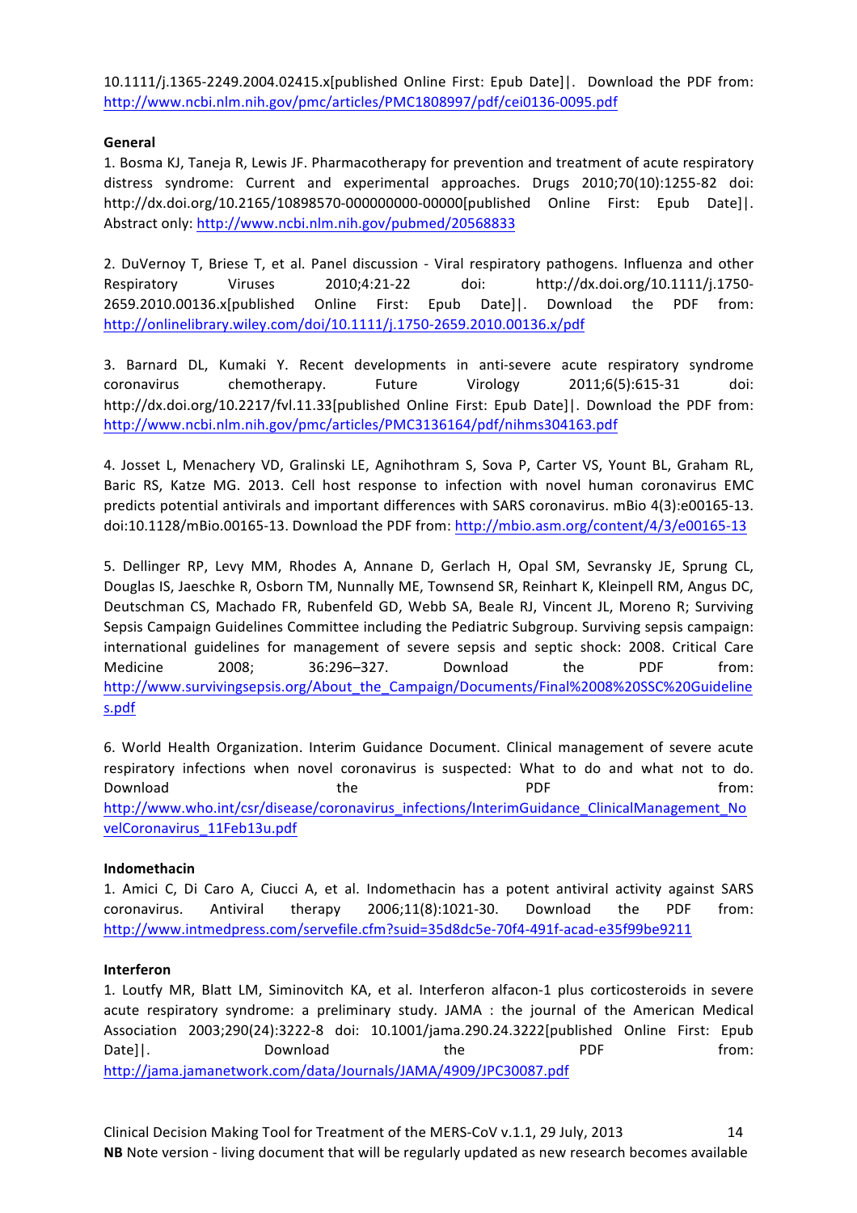10.1111/j.1365-2249.2004.02415.x[published Online First: Epub Date]|. Download the PDF from: http://www.ncbi.nlm.nih.gov/pmc/articles/PMC1808997/pdf/cei0136-0095.pdf

**General**

1. Bosma KJ, Taneja R, Lewis JF. Pharmacotherapy for prevention and treatment of acute respiratory distress syndrome: Current and experimental approaches. Drugs 2010;70(10):1255-82 doi: http://dx.doi.org/10.2165/10898570-000000000-00000[published Online First: Epub Date]|. Abstract only: http://www.ncbi.nlm.nih.gov/pubmed/20568833

2. DuVernoy T, Briese T, et al. Panel discussion - Viral respiratory pathogens. Influenza and other Respiratory Viruses 2010;4:21-22 doi: http://dx.doi.org/10.1111/j.1750-2659.2010.00136.x[published Online First: Epub Date]|. Download the PDF from: http://onlinelibrary.wiley.com/doi/10.1111/j.1750-2659.2010.00136.x/pdf

3. Barnard DL, Kumaki Y. Recent developments in anti-severe acute respiratory syndrome coronavirus chemotherapy. Future Virology 2011;6(5):615-31 doi: http://dx.doi.org/10.2217/fvl.11.33[published Online First: Epub Date]|. Download the PDF from: http://www.ncbi.nlm.nih.gov/pmc/articles/PMC3136164/pdf/nihms304163.pdf

4. Josset L, Menachery VD, Gralinski LE, Agnihothram S, Sova P, Carter VS, Yount BL, Graham RL, Baric RS, Katze MG. 2013. Cell host response to infection with novel human coronavirus EMC predicts potential antivirals and important differences with SARS coronavirus. mBio 4(3):e00165-13. doi:10.1128/mBio.00165-13. Download the PDF from: http://mbio.asm.org/content/4/3/e00165-13

5. Dellinger RP, Levy MM, Rhodes A, Annane D, Gerlach H, Opal SM, Sevransky JE, Sprung CL, Douglas IS, Jaeschke R, Osborn TM, Nunnally ME, Townsend SR, Reinhart K, Kleinpell RM, Angus DC, Deutschman CS, Machado FR, Rubenfeld GD, Webb SA, Beale RJ, Vincent JL, Moreno R; Surviving Sepsis Campaign Guidelines Committee including the Pediatric Subgroup. Surviving sepsis campaign: international guidelines for management of severe sepsis and septic shock: 2008. Critical Care Medicine 2008; 36:296–327. Download the PDF from: http://www.survivingsepsis.org/About_the_Campaign/Documents/Final%2008%20SSC%20Guidelines.pdf

6. World Health Organization. Interim Guidance Document. Clinical management of severe acute respiratory infections when novel coronavirus is suspected: What to do and what not to do. Download the PDF from: http://www.who.int/csr/disease/coronavirus_infections/InterimGuidance_ClinicalManagement_NovelCoronavirus_11Feb13u.pdf

**Indomethacin**

1. Amici C, Di Caro A, Ciucci A, et al. Indomethacin has a potent antiviral activity against SARS coronavirus. Antiviral therapy 2006;11(8):1021-30. Download the PDF from: http://www.intmedpress.com/servefile.cfm?suid=35d8dc5e-70f4-491f-acad-e35f99be9211

**Interferon**

1. Loutfy MR, Blatt LM, Siminovitch KA, et al. Interferon alfacon-1 plus corticosteroids in severe acute respiratory syndrome: a preliminary study. JAMA : the journal of the American Medical Association 2003;290(24):3222-8 doi: 10.1001/jama.290.24.3222[published Online First: Epub Date]|. Download the PDF from: http://jama.jamanetwork.com/data/Journals/JAMA/4909/JPC30087.pdf

Clinical Decision Making Tool for Treatment of the MERS-CoV v.1.1, 29 July, 2013

**NB** Note version - living document that will be regularly updated as new research becomes available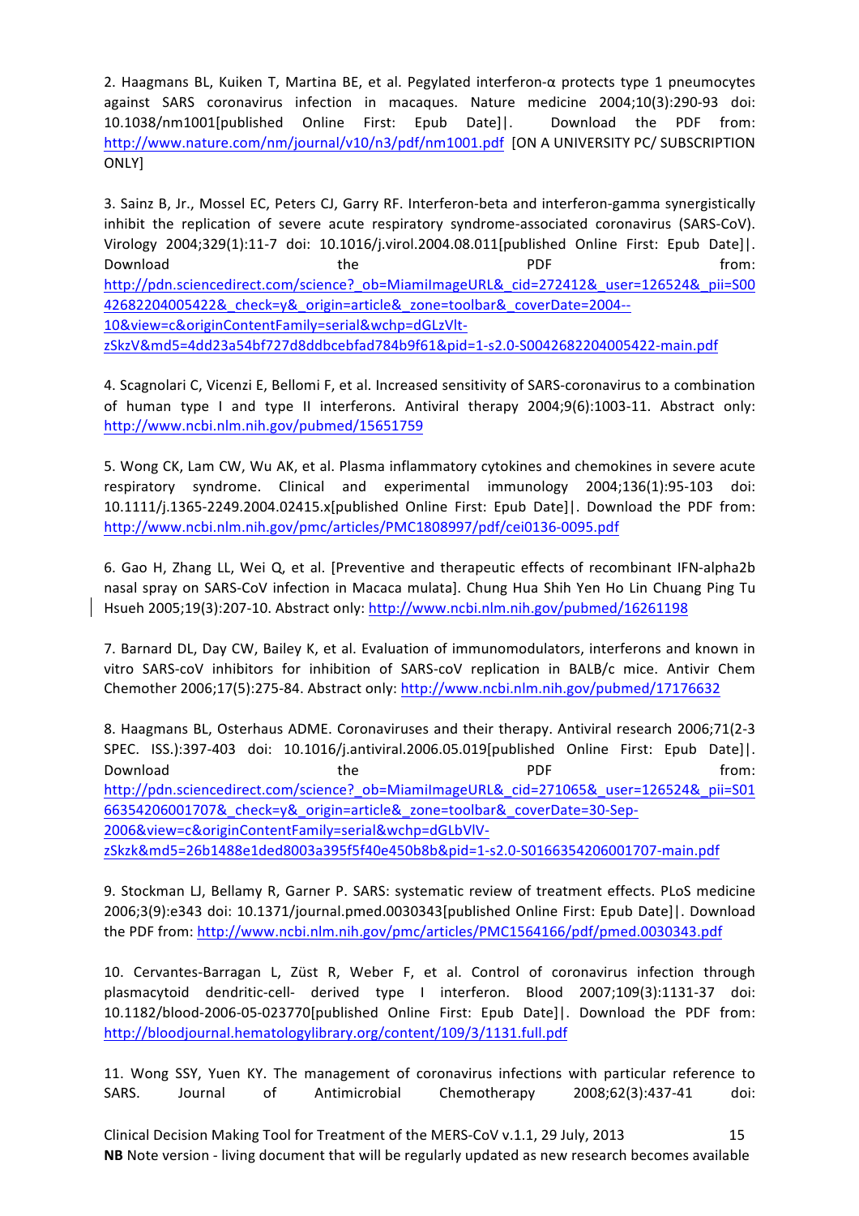2. Haagmans BL, Kuiken T, Martina BE, et al. Pegylated interferon-α protects type 1 pneumocytes against SARS coronavirus infection in macaques. Nature medicine 2004;10(3):290-93 doi: 10.1038/nm1001[published Online First: Epub Date]|. Download the PDF from: http://www.nature.com/nm/journal/v10/n3/pdf/nm1001.pdf [ON A UNIVERSITY PC/ SUBSCRIPTION ONLY]

3. Sainz B, Jr., Mossel EC, Peters CJ, Garry RF. Interferon-beta and interferon-gamma synergistically inhibit the replication of severe acute respiratory syndrome-associated coronavirus (SARS-CoV). Virology 2004;329(1):11-7 doi: 10.1016/j.virol.2004.08.011[published Online First: Epub Date]|. Download the PDF from: http://pdn.sciencedirect.com/science?_ob=MiamiImageURL&_cid=272412&_user=126524&_pii=S0042682204005422&_check=y&_origin=article&_zone=toolbar&_coverDate=2004--10&view=c&originContentFamily=serial&wchp=dGLzVlt-zSkzV&md5=4dd23a54bf727d8ddbcebfad784b9f61&pid=1-s2.0-S0042682204005422-main.pdf

4. Scagnolari C, Vicenzi E, Bellomi F, et al. Increased sensitivity of SARS-coronavirus to a combination of human type I and type II interferons. Antiviral therapy 2004;9(6):1003-11. Abstract only: http://www.ncbi.nlm.nih.gov/pubmed/15651759

5. Wong CK, Lam CW, Wu AK, et al. Plasma inflammatory cytokines and chemokines in severe acute respiratory syndrome. Clinical and experimental immunology 2004;136(1):95-103 doi: 10.1111/j.1365-2249.2004.02415.x[published Online First: Epub Date]|. Download the PDF from: http://www.ncbi.nlm.nih.gov/pmc/articles/PMC1808997/pdf/cei0136-0095.pdf

6. Gao H, Zhang LL, Wei Q, et al. [Preventive and therapeutic effects of recombinant IFN-alpha2b nasal spray on SARS-CoV infection in Macaca mulata]. Chung Hua Shih Yen Ho Lin Chuang Ping Tu Hsueh 2005;19(3):207-10. Abstract only: http://www.ncbi.nlm.nih.gov/pubmed/16261198

7. Barnard DL, Day CW, Bailey K, et al. Evaluation of immunomodulators, interferons and known in vitro SARS-coV inhibitors for inhibition of SARS-coV replication in BALB/c mice. Antivir Chem Chemother 2006;17(5):275-84. Abstract only: http://www.ncbi.nlm.nih.gov/pubmed/17176632

8. Haagmans BL, Osterhaus ADME. Coronaviruses and their therapy. Antiviral research 2006;71(2-3 SPEC. ISS.):397-403 doi: 10.1016/j.antiviral.2006.05.019[published Online First: Epub Date]|. Download the PDF from: http://pdn.sciencedirect.com/science?_ob=MiamiImageURL&_cid=271065&_user=126524&_pii=S0166354206001707&_check=y&_origin=article&_zone=toolbar&_coverDate=30-Sep-2006&view=c&originContentFamily=serial&wchp=dGLbVlV-zSkzk&md5=26b1488e1ded8003a395f5f40e450b8b&pid=1-s2.0-S0166354206001707-main.pdf

9. Stockman LJ, Bellamy R, Garner P. SARS: systematic review of treatment effects. PLoS medicine 2006;3(9):e343 doi: 10.1371/journal.pmed.0030343[published Online First: Epub Date]|. Download the PDF from: http://www.ncbi.nlm.nih.gov/pmc/articles/PMC1564166/pdf/pmed.0030343.pdf

10. Cervantes-Barragan L, Züst R, Weber F, et al. Control of coronavirus infection through plasmacytoid dendritic-cell- derived type I interferon. Blood 2007;109(3):1131-37 doi: 10.1182/blood-2006-05-023770[published Online First: Epub Date]|. Download the PDF from: http://bloodjournal.hematologylibrary.org/content/109/3/1131.full.pdf

11. Wong SSY, Yuen KY. The management of coronavirus infections with particular reference to SARS. Journal of Antimicrobial Chemotherapy 2008;62(3):437-41 doi:

**NB** Note version - living document that will be regularly updated as new research becomes available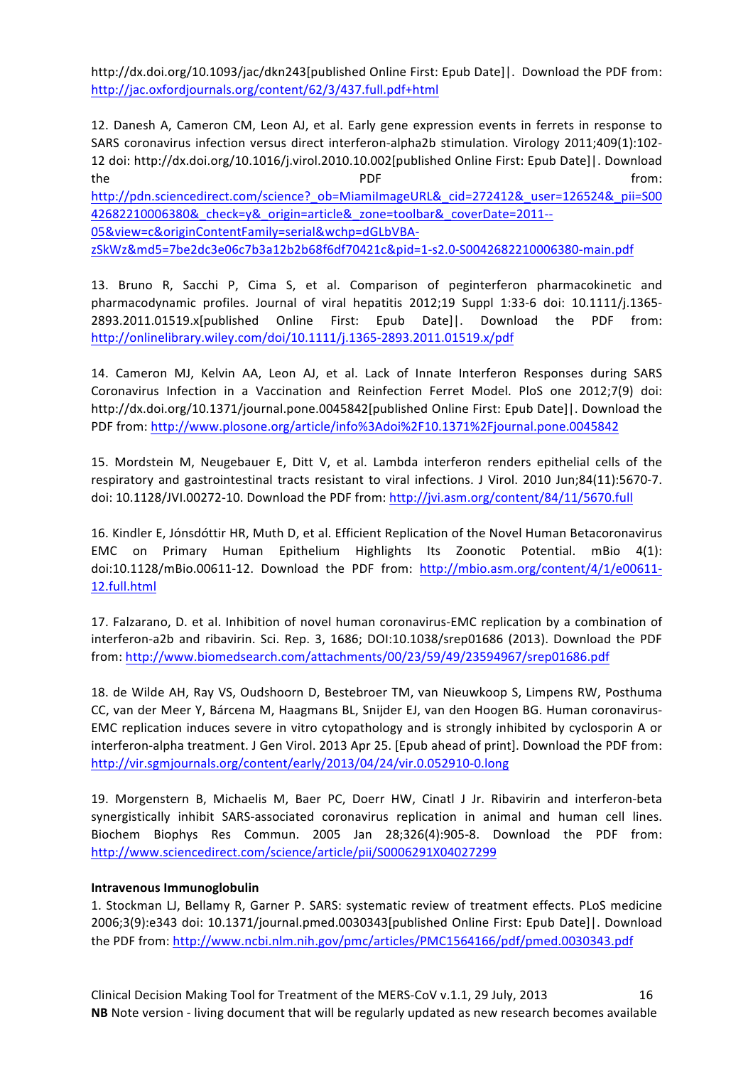http://dx.doi.org/10.1093/jac/dkn243[published Online First: Epub Date]|. Download the PDF from: http://jac.oxfordjournals.org/content/62/3/437.full.pdf+html

12. Danesh A, Cameron CM, Leon AJ, et al. Early gene expression events in ferrets in response to SARS coronavirus infection versus direct interferon-alpha2b stimulation. Virology 2011;409(1):102-12 doi: http://dx.doi.org/10.1016/j.virol.2010.10.002[published Online First: Epub Date]|. Download the PDF from: http://pdn.sciencedirect.com/science?_ob=MiamiImageURL&_cid=272412&_user=126524&_pii=S0042682210006380&_check=y&_origin=article&_zone=toolbar&_coverDate=2011--05&view=c&originContentFamily=serial&wchp=dGLbVBA-zSkWz&md5=7be2dc3e06c7b3a12b2b68f6df70421c&pid=1-s2.0-S0042682210006380-main.pdf

13. Bruno R, Sacchi P, Cima S, et al. Comparison of peginterferon pharmacokinetic and pharmacodynamic profiles. Journal of viral hepatitis 2012;19 Suppl 1:33-6 doi: 10.1111/j.1365-2893.2011.01519.x[published Online First: Epub Date]|. Download the PDF from: http://onlinelibrary.wiley.com/doi/10.1111/j.1365-2893.2011.01519.x/pdf

14. Cameron MJ, Kelvin AA, Leon AJ, et al. Lack of Innate Interferon Responses during SARS Coronavirus Infection in a Vaccination and Reinfection Ferret Model. PloS one 2012;7(9) doi: http://dx.doi.org/10.1371/journal.pone.0045842[published Online First: Epub Date]|. Download the PDF from: http://www.plosone.org/article/info%3Adoi%2F10.1371%2Fjournal.pone.0045842

15. Mordstein M, Neugebauer E, Ditt V, et al. Lambda interferon renders epithelial cells of the respiratory and gastrointestinal tracts resistant to viral infections. J Virol. 2010 Jun;84(11):5670-7. doi: 10.1128/JVI.00272-10. Download the PDF from: http://jvi.asm.org/content/84/11/5670.full

16. Kindler E, Jónsdóttir HR, Muth D, et al. Efficient Replication of the Novel Human Betacoronavirus EMC on Primary Human Epithelium Highlights Its Zoonotic Potential. mBio 4(1): doi:10.1128/mBio.00611-12. Download the PDF from: http://mbio.asm.org/content/4/1/e00611-12.full.html

17. Falzarano, D. et al. Inhibition of novel human coronavirus-EMC replication by a combination of interferon-a2b and ribavirin. Sci. Rep. 3, 1686; DOI:10.1038/srep01686 (2013). Download the PDF from: http://www.biomedsearch.com/attachments/00/23/59/49/23594967/srep01686.pdf

18. de Wilde AH, Ray VS, Oudshoorn D, Bestebroer TM, van Nieuwkoop S, Limpens RW, Posthuma CC, van der Meer Y, Bárcena M, Haagmans BL, Snijder EJ, van den Hoogen BG. Human coronavirus-EMC replication induces severe in vitro cytopathology and is strongly inhibited by cyclosporin A or interferon-alpha treatment. J Gen Virol. 2013 Apr 25. [Epub ahead of print]. Download the PDF from: http://vir.sgmjournals.org/content/early/2013/04/24/vir.0.052910-0.long

19. Morgenstern B, Michaelis M, Baer PC, Doerr HW, Cinatl J Jr. Ribavirin and interferon-beta synergistically inhibit SARS-associated coronavirus replication in animal and human cell lines. Biochem Biophys Res Commun. 2005 Jan 28;326(4):905-8. Download the PDF from: http://www.sciencedirect.com/science/article/pii/S0006291X04027299

**Intravenous Immunoglobulin**

1. Stockman LJ, Bellamy R, Garner P. SARS: systematic review of treatment effects. PLoS medicine 2006;3(9):e343 doi: 10.1371/journal.pmed.0030343[published Online First: Epub Date]|. Download the PDF from: http://www.ncbi.nlm.nih.gov/pmc/articles/PMC1564156/pdf/pmed.0030343.pdf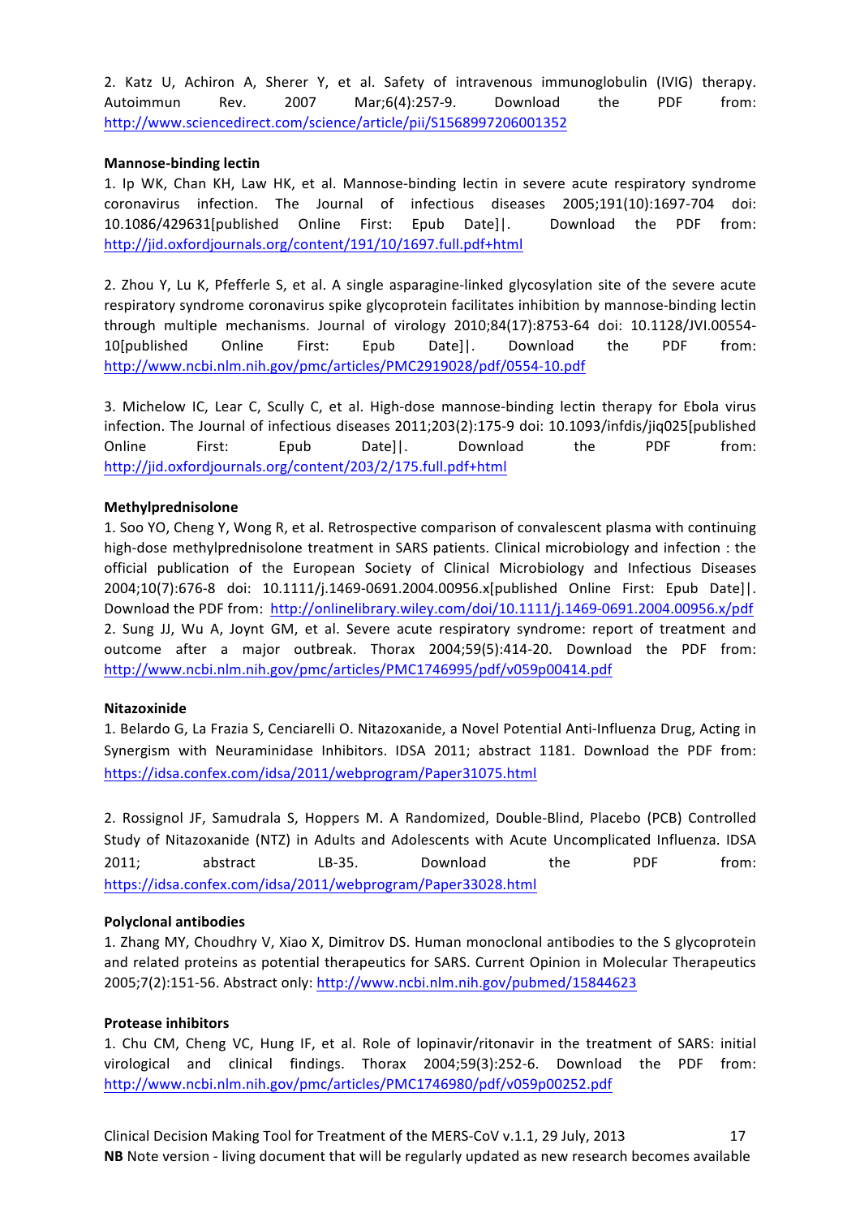2. Katz U, Achiron A, Sherer Y, et al. Safety of intravenous immunoglobulin (IVIG) therapy. Autoimmun Rev. 2007 Mar;6(4):257-9. Download the PDF from: http://www.sciencedirect.com/science/article/pii/S1568997206001352

**Mannose-binding lectin**

1. Ip WK, Chan KH, Law HK, et al. Mannose-binding lectin in severe acute respiratory syndrome coronavirus infection. The Journal of infectious diseases 2005;191(10):1697-704 doi: 10.1086/429631[published Online First: Epub Date]|. Download the PDF from: http://jid.oxfordjournals.org/content/191/10/1697.full.pdf+html

2. Zhou Y, Lu K, Pfefferle S, et al. A single asparagine-linked glycosylation site of the severe acute respiratory syndrome coronavirus spike glycoprotein facilitates inhibition by mannose-binding lectin through multiple mechanisms. Journal of virology 2010;84(17):8753-64 doi: 10.1128/JVI.00554-10[published Online First: Epub Date]|. Download the PDF from: http://www.ncbi.nlm.nih.gov/pmc/articles/PMC2919028/pdf/0554-10.pdf

3. Michelow IC, Lear C, Scully C, et al. High-dose mannose-binding lectin therapy for Ebola virus infection. The Journal of infectious diseases 2011;203(2):175-9 doi: 10.1093/infdis/jiq025[published Online First: Epub Date]|. Download the PDF from: http://jid.oxfordjournals.org/content/203/2/175.full.pdf+html

**Methylprednisolone**

1. Soo YO, Cheng Y, Wong R, et al. Retrospective comparison of convalescent plasma with continuing high-dose methylprednisolone treatment in SARS patients. Clinical microbiology and infection : the official publication of the European Society of Clinical Microbiology and Infectious Diseases 2004;10(7):676-8 doi: 10.1111/j.1469-0691.2004.00956.x[published Online First: Epub Date]|. Download the PDF from: http://onlinelibrary.wiley.com/doi/10.1111/j.1469-0691.2004.00956.x/pdf
2. Sung JJ, Wu A, Joynt GM, et al. Severe acute respiratory syndrome: report of treatment and outcome after a major outbreak. Thorax 2004;59(5):414-20. Download the PDF from: http://www.ncbi.nlm.nih.gov/pmc/articles/PMC1746995/pdf/v059p00414.pdf

**Nitazoxinide**

1. Belardo G, La Frazia S, Cenciarelli O. Nitazoxanide, a Novel Potential Anti-Influenza Drug, Acting in Synergism with Neuraminidase Inhibitors. IDSA 2011; abstract 1181. Download the PDF from: https://idsa.confex.com/idsa/2011/webprogram/Paper31075.html

2. Rossignol JF, Samudrala S, Hoppers M. A Randomized, Double-Blind, Placebo (PCB) Controlled Study of Nitazoxanide (NTZ) in Adults and Adolescents with Acute Uncomplicated Influenza. IDSA 2011; abstract LB-35. Download the PDF from: https://idsa.confex.com/idsa/2011/webprogram/Paper33028.html

**Polyclonal antibodies**

1. Zhang MY, Choudhry V, Xiao X, Dimitrov DS. Human monoclonal antibodies to the S glycoprotein and related proteins as potential therapeutics for SARS. Current Opinion in Molecular Therapeutics 2005;7(2):151-56. Abstract only: http://www.ncbi.nlm.nih.gov/pubmed/15844623

**Protease inhibitors**

1. Chu CM, Cheng VC, Hung IF, et al. Role of lopinavir/ritonavir in the treatment of SARS: initial virological and clinical findings. Thorax 2004;59(3):252-6. Download the PDF from: http://www.ncbi.nlm.nih.gov/pmc/articles/PMC1746980/pdf/v059p00252.pdf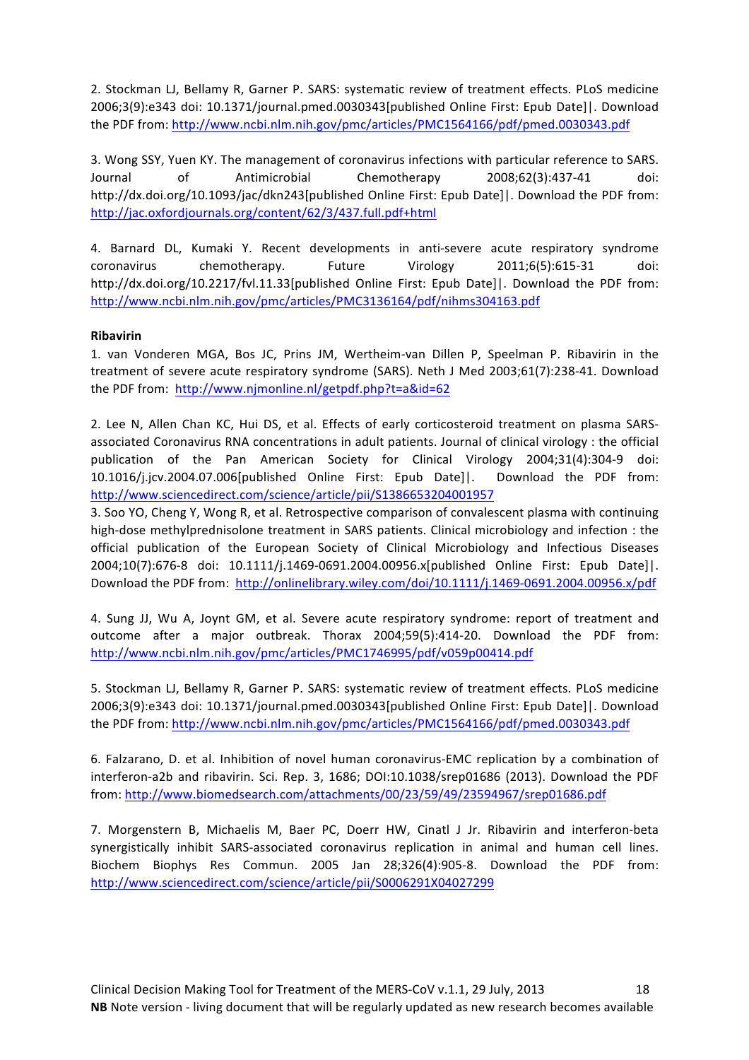2. Stockman LJ, Bellamy R, Garner P. SARS: systematic review of treatment effects. PLoS medicine 2006;3(9):e343 doi: 10.1371/journal.pmed.0030343[published Online First: Epub Date]|. Download the PDF from: http://www.ncbi.nlm.nih.gov/pmc/articles/PMC1564166/pdf/pmed.0030343.pdf

3. Wong SSY, Yuen KY. The management of coronavirus infections with particular reference to SARS. Journal of Antimicrobial Chemotherapy 2008;62(3):437-41 doi: http://dx.doi.org/10.1093/jac/dkn243[published Online First: Epub Date]|. Download the PDF from: http://jac.oxfordjournals.org/content/62/3/437.full.pdf+html

4. Barnard DL, Kumaki Y. Recent developments in anti-severe acute respiratory syndrome coronavirus chemotherapy. Future Virology 2011;6(5):615-31 doi: http://dx.doi.org/10.2217/fvl.11.33[published Online First: Epub Date]|. Download the PDF from: http://www.ncbi.nlm.nih.gov/pmc/articles/PMC3136164/pdf/nihms304163.pdf

**Ribavirin**

1. van Vonderen MGA, Bos JC, Prins JM, Wertheim-van Dillen P, Speelman P. Ribavirin in the treatment of severe acute respiratory syndrome (SARS). Neth J Med 2003;61(7):238-41. Download the PDF from: http://www.njmonline.nl/getpdf.php?t=a&id=62

2. Lee N, Allen Chan KC, Hui DS, et al. Effects of early corticosteroid treatment on plasma SARS-associated Coronavirus RNA concentrations in adult patients. Journal of clinical virology : the official publication of the Pan American Society for Clinical Virology 2004;31(4):304-9 doi: 10.1016/j.jcv.2004.07.006[published Online First: Epub Date]|. Download the PDF from: http://www.sciencedirect.com/science/article/pii/S1386653204001957

3. Soo YO, Cheng Y, Wong R, et al. Retrospective comparison of convalescent plasma with continuing high-dose methylprednisolone treatment in SARS patients. Clinical microbiology and infection : the official publication of the European Society of Clinical Microbiology and Infectious Diseases 2004;10(7):676-8 doi: 10.1111/j.1469-0691.2004.00956.x[published Online First: Epub Date]|. Download the PDF from: http://onlinelibrary.wiley.com/doi/10.1111/j.1469-0691.2004.00956.x/pdf

4. Sung JJ, Wu A, Joynt GM, et al. Severe acute respiratory syndrome: report of treatment and outcome after a major outbreak. Thorax 2004;59(5):414-20. Download the PDF from: http://www.ncbi.nlm.nih.gov/pmc/articles/PMC1746995/pdf/v059p00414.pdf

5. Stockman LJ, Bellamy R, Garner P. SARS: systematic review of treatment effects. PLoS medicine 2006;3(9):e343 doi: 10.1371/journal.pmed.0030343[published Online First: Epub Date]|. Download the PDF from: http://www.ncbi.nlm.nih.gov/pmc/articles/PMC1564166/pdf/pmed.0030343.pdf

6. Falzarano, D. et al. Inhibition of novel human coronavirus-EMC replication by a combination of interferon-a2b and ribavirin. Sci. Rep. 3, 1686; DOI:10.1038/srep01686 (2013). Download the PDF from: http://www.biomedsearch.com/attachments/00/23/59/49/23594967/srep01686.pdf

7. Morgenstern B, Michaelis M, Baer PC, Doerr HW, Cinatl J Jr. Ribavirin and interferon-beta synergistically inhibit SARS-associated coronavirus replication in animal and human cell lines. Biochem Biophys Res Commun. 2005 Jan 28;326(4):905-8. Download the PDF from: http://www.sciencedirect.com/science/article/pii/S0006291X04027299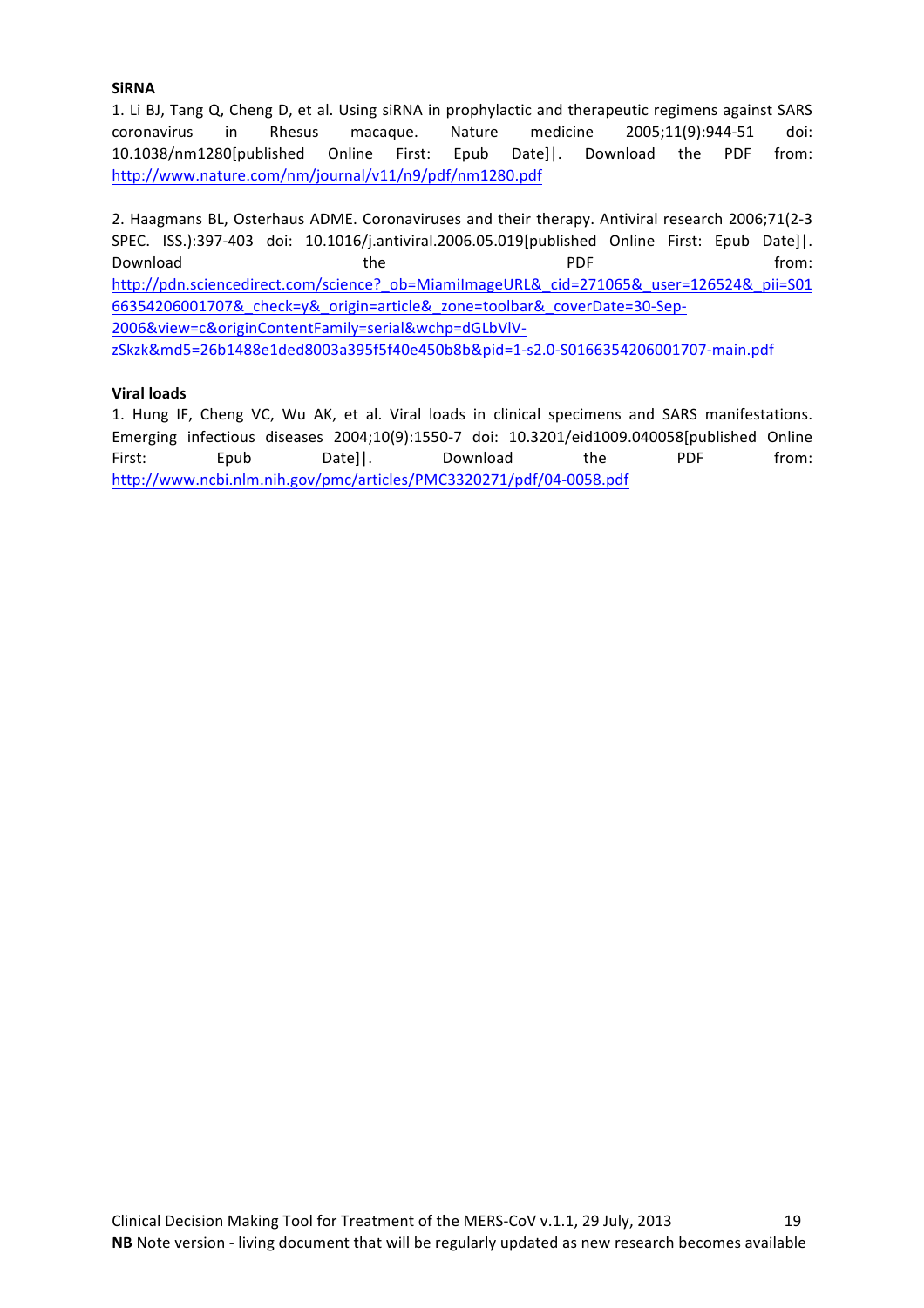**SiRNA**

1. Li BJ, Tang Q, Cheng D, et al. Using siRNA in prophylactic and therapeutic regimens against SARS coronavirus in Rhesus macaque. Nature medicine 2005;11(9):944-51 doi: 10.1038/nm1280[published Online First: Epub Date]|. Download the PDF from: http://www.nature.com/nm/journal/v11/n9/pdf/nm1280.pdf

2. Haagmans BL, Osterhaus ADME. Coronaviruses and their therapy. Antiviral research 2006;71(2-3 SPEC. ISS.):397-403 doi: 10.1016/j.antiviral.2006.05.019[published Online First: Epub Date]|. Download the PDF from: http://pdn.sciencedirect.com/science?_ob=MiamiImageURL&_cid=271065&_user=126524&_pii=S0166354206001707&_check=y&_origin=article&_zone=toolbar&_coverDate=30-Sep-2006&view=c&originContentFamily=serial&wchp=dGLbVlV-zSkzk&md5=26b1488e1ded8003a395f5f40e450b8b&pid=1-s2.0-S0166354206001707-main.pdf

**Viral loads**

1. Hung IF, Cheng VC, Wu AK, et al. Viral loads in clinical specimens and SARS manifestations. Emerging infectious diseases 2004;10(9):1550-7 doi: 10.3201/eid1009.040058[published Online First: Epub Date]|. Download the PDF from: http://www.ncbi.nlm.nih.gov/pmc/articles/PMC3320271/pdf/04-0058.pdf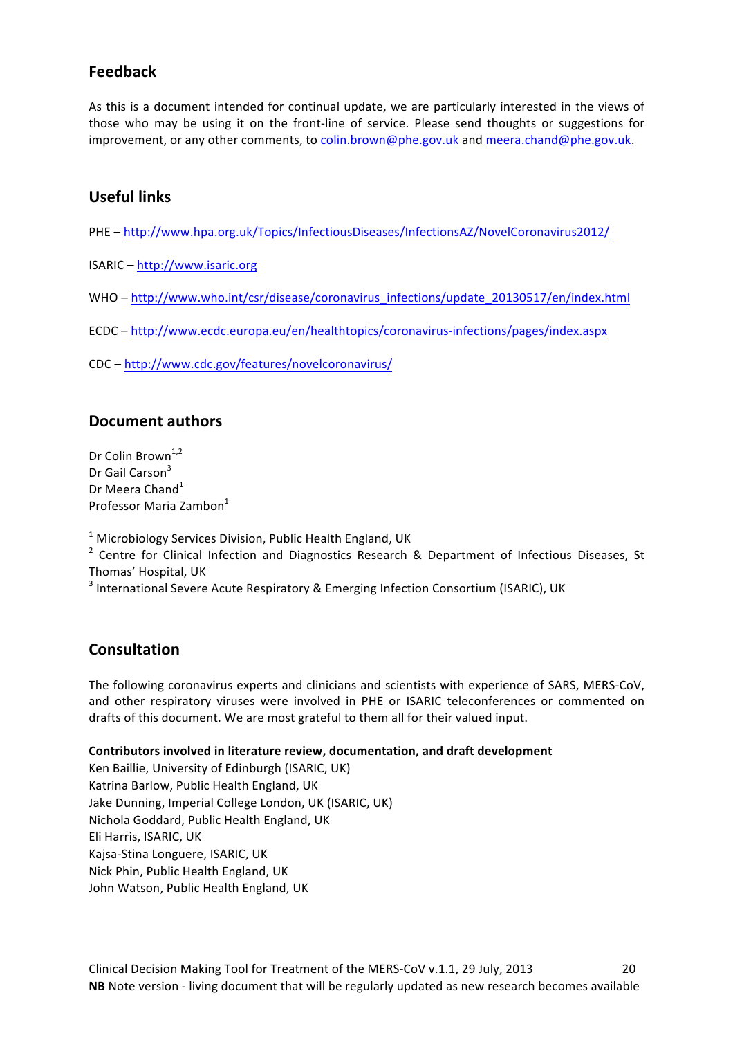## Feedback

As this is a document intended for continual update, we are particularly interested in the views of those who may be using it on the front-line of service. Please send thoughts or suggestions for improvement, or any other comments, to colin.brown@phe.gov.uk and meera.chand@phe.gov.uk.

## Useful links

PHE – http://www.hpa.org.uk/Topics/InfectiousDiseases/InfectionsAZ/NovelCoronavirus2012/

ISARIC – http://www.isaric.org

WHO – http://www.who.int/csr/disease/coronavirus_infections/update_20130517/en/index.html

ECDC – http://www.ecdc.europa.eu/en/healthtopics/coronavirus-infections/pages/index.aspx

CDC – http://www.cdc.gov/features/novelcoronavirus/

## Document authors

Dr Colin Brown[1,2]
Dr Gail Carson[3]
Dr Meera Chand[1]
Professor Maria Zambon[1]

[1] Microbiology Services Division, Public Health England, UK
[2] Centre for Clinical Infection and Diagnostics Research & Department of Infectious Diseases, St Thomas' Hospital, UK
[3] International Severe Acute Respiratory & Emerging Infection Consortium (ISARIC), UK

## Consultation

The following coronavirus experts and clinicians and scientists with experience of SARS, MERS-CoV, and other respiratory viruses were involved in PHE or ISARIC teleconferences or commented on drafts of this document. We are most grateful to them all for their valued input.

**Contributors involved in literature review, documentation, and draft development**
Ken Baillie, University of Edinburgh (ISARIC, UK)
Katrina Barlow, Public Health England, UK
Jake Dunning, Imperial College London, UK (ISARIC, UK)
Nichola Goddard, Public Health England, UK
Eli Harris, ISARIC, UK
Kajsa-Stina Longuere, ISARIC, UK
Nick Phin, Public Health England, UK
John Watson, Public Health England, UK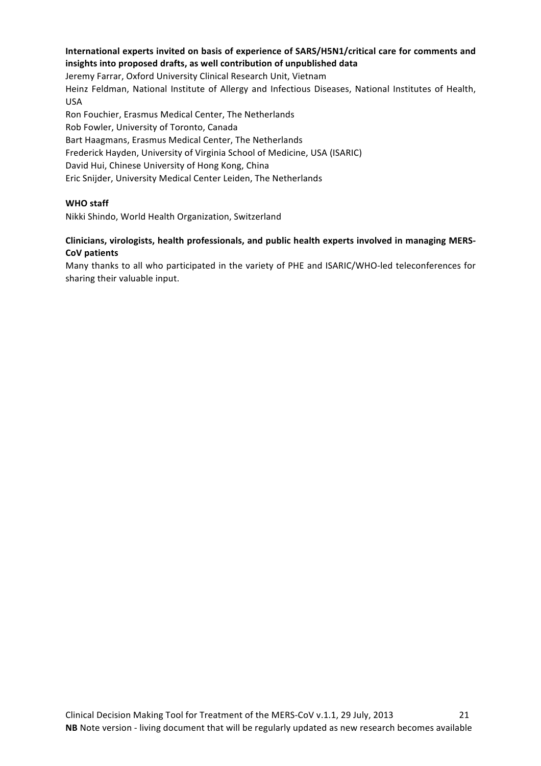**International experts invited on basis of experience of SARS/H5N1/critical care for comments and insights into proposed drafts, as well contribution of unpublished data**

Jeremy Farrar, Oxford University Clinical Research Unit, Vietnam
Heinz Feldman, National Institute of Allergy and Infectious Diseases, National Institutes of Health, USA
Ron Fouchier, Erasmus Medical Center, The Netherlands
Rob Fowler, University of Toronto, Canada
Bart Haagmans, Erasmus Medical Center, The Netherlands
Frederick Hayden, University of Virginia School of Medicine, USA (ISARIC)
David Hui, Chinese University of Hong Kong, China
Eric Snijder, University Medical Center Leiden, The Netherlands

**WHO staff**

Nikki Shindo, World Health Organization, Switzerland

**Clinicians, virologists, health professionals, and public health experts involved in managing MERS-CoV patients**

Many thanks to all who participated in the variety of PHE and ISARIC/WHO-led teleconferences for sharing their valuable input.